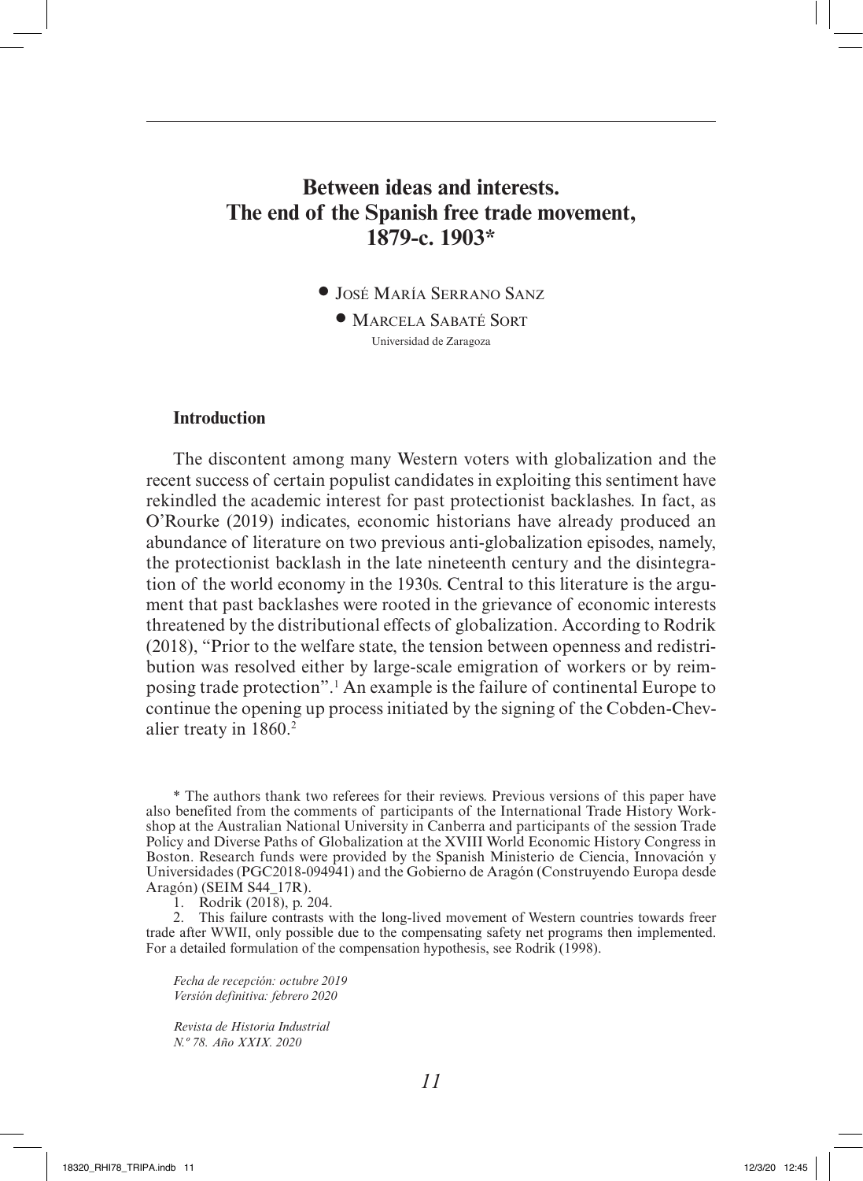# Between ideas and interests. The end of the Spanish free trade movement, 1879-c. 1903*

• José María Serrano Sanz

• Marcela Sabaté Sort

Universidad de Zaragoza

## Introduction

The discontent among many Western voters with globalization and the recent success of certain populist candidates in exploiting this sentiment have rekindled the academic interest for past protectionist backlashes. In fact, as O'Rourke (2019) indicates, economic historians have already produced an abundance of literature on two previous anti-globalization episodes, namely, the protectionist backlash in the late nineteenth century and the disintegration of the world economy in the 1930s. Central to this literature is the argument that past backlashes were rooted in the grievance of economic interests threatened by the distributional effects of globalization. According to Rodrik (2018), "Prior to the welfare state, the tension between openness and redistribution was resolved either by large-scale emigration of workers or by reimposing trade protection".[1] An example is the failure of continental Europe to continue the opening up process initiated by the signing of the Cobden-Chevalier treaty in 1860.[2]

* The authors thank two referees for their reviews. Previous versions of this paper have also benefited from the comments of participants of the International Trade History Workshop at the Australian National University in Canberra and participants of the session Trade Policy and Diverse Paths of Globalization at the XVIII World Economic History Congress in Boston. Research funds were provided by the Spanish Ministerio de Ciencia, Innovación y Universidades (PGC2018-094941) and the Gobierno de Aragón (Construyendo Europa desde Aragón) (SEIM S44_17R).

1. Rodrik (2018), p. 204.

2. This failure contrasts with the long-lived movement of Western countries towards freer trade after WWII, only possible due to the compensating safety net programs then implemented. For a detailed formulation of the compensation hypothesis, see Rodrik (1998).

*Fecha de recepción: octubre 2019*
*Versión definitiva: febrero 2020*

*Revista de Historia Industrial*
*N.º 78. Año XXIX. 2020*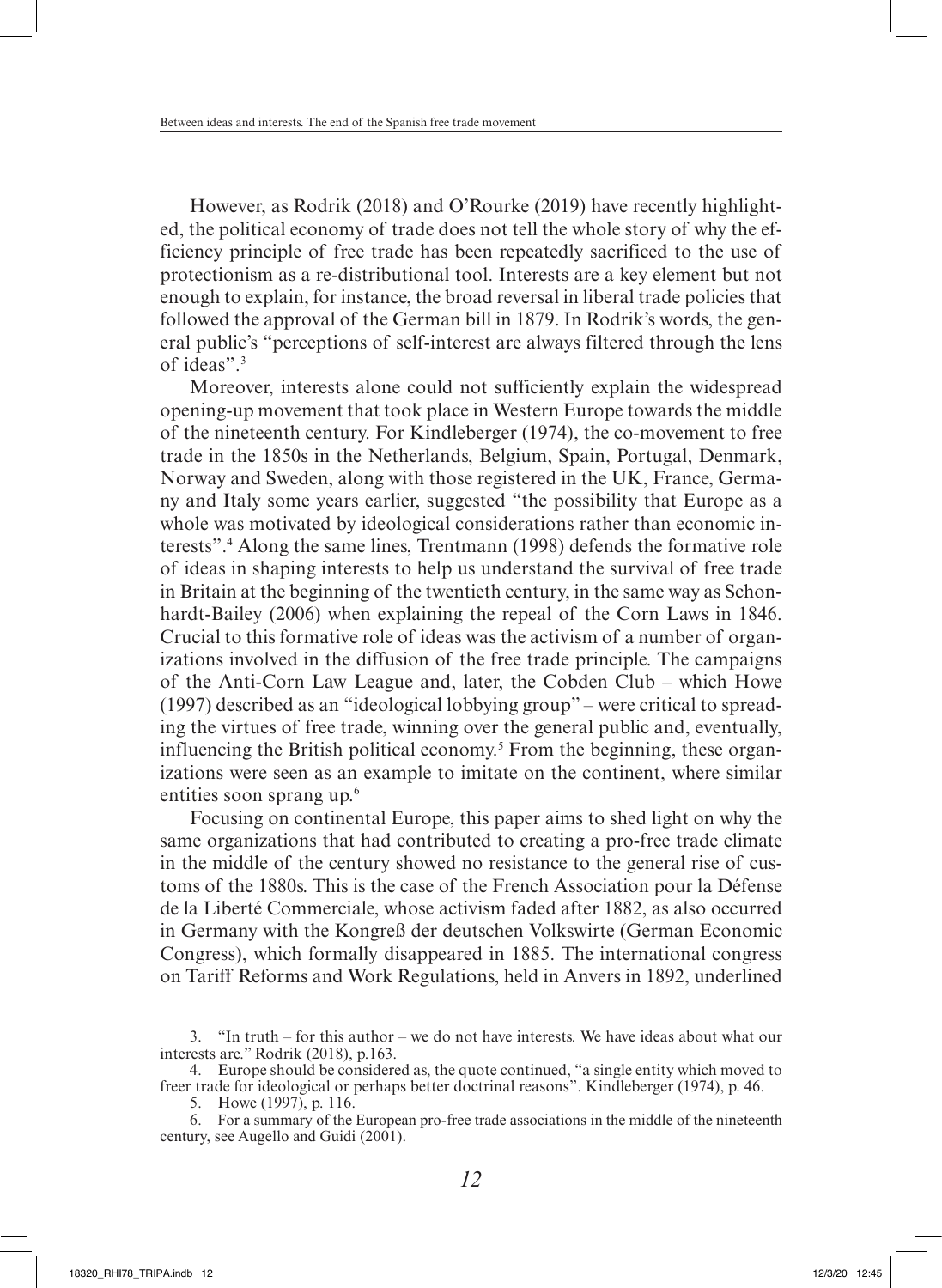However, as Rodrik (2018) and O'Rourke (2019) have recently highlighted, the political economy of trade does not tell the whole story of why the efficiency principle of free trade has been repeatedly sacrificed to the use of protectionism as a re-distributional tool. Interests are a key element but not enough to explain, for instance, the broad reversal in liberal trade policies that followed the approval of the German bill in 1879. In Rodrik's words, the general public's "perceptions of self-interest are always filtered through the lens of ideas".[3]

Moreover, interests alone could not sufficiently explain the widespread opening-up movement that took place in Western Europe towards the middle of the nineteenth century. For Kindleberger (1974), the co-movement to free trade in the 1850s in the Netherlands, Belgium, Spain, Portugal, Denmark, Norway and Sweden, along with those registered in the UK, France, Germany and Italy some years earlier, suggested "the possibility that Europe as a whole was motivated by ideological considerations rather than economic interests".[4] Along the same lines, Trentmann (1998) defends the formative role of ideas in shaping interests to help us understand the survival of free trade in Britain at the beginning of the twentieth century, in the same way as Schonhardt-Bailey (2006) when explaining the repeal of the Corn Laws in 1846. Crucial to this formative role of ideas was the activism of a number of organizations involved in the diffusion of the free trade principle. The campaigns of the Anti-Corn Law League and, later, the Cobden Club – which Howe (1997) described as an "ideological lobbying group" – were critical to spreading the virtues of free trade, winning over the general public and, eventually, influencing the British political economy.[5] From the beginning, these organizations were seen as an example to imitate on the continent, where similar entities soon sprang up.[6]

Focusing on continental Europe, this paper aims to shed light on why the same organizations that had contributed to creating a pro-free trade climate in the middle of the century showed no resistance to the general rise of customs of the 1880s. This is the case of the French Association pour la Défense de la Liberté Commerciale, whose activism faded after 1882, as also occurred in Germany with the Kongreß der deutschen Volkswirte (German Economic Congress), which formally disappeared in 1885. The international congress on Tariff Reforms and Work Regulations, held in Anvers in 1892, underlined

3. "In truth – for this author – we do not have interests. We have ideas about what our interests are." Rodrik (2018), p.163.

4. Europe should be considered as, the quote continued, "a single entity which moved to freer trade for ideological or perhaps better doctrinal reasons". Kindleberger (1974), p. 46.

5. Howe (1997), p. 116.

6. For a summary of the European pro-free trade associations in the middle of the nineteenth century, see Augello and Guidi (2001).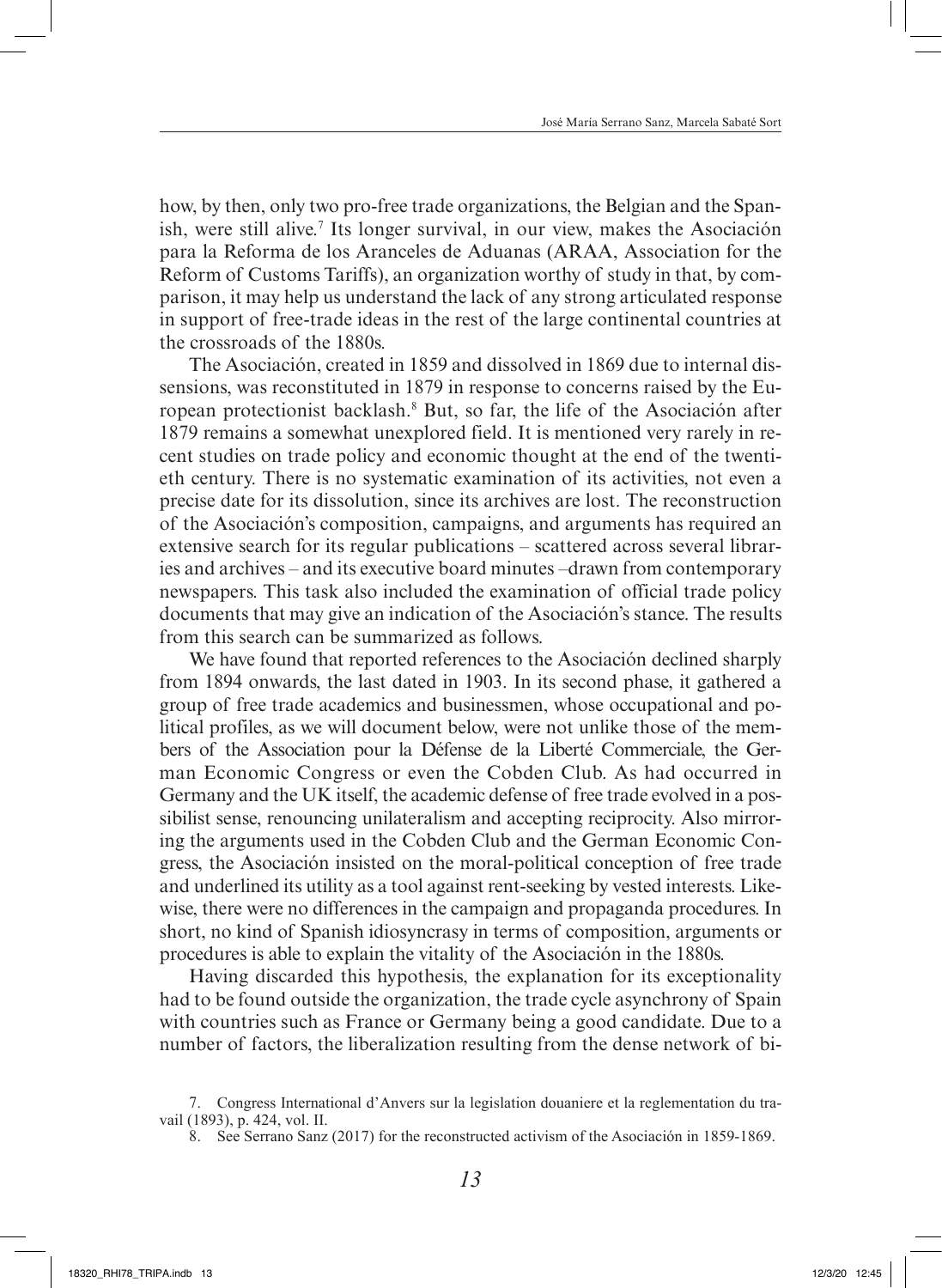how, by then, only two pro-free trade organizations, the Belgian and the Spanish, were still alive.[7] Its longer survival, in our view, makes the Asociación para la Reforma de los Aranceles de Aduanas (ARAA, Association for the Reform of Customs Tariffs), an organization worthy of study in that, by comparison, it may help us understand the lack of any strong articulated response in support of free-trade ideas in the rest of the large continental countries at the crossroads of the 1880s.

The Asociación, created in 1859 and dissolved in 1869 due to internal dissensions, was reconstituted in 1879 in response to concerns raised by the European protectionist backlash.[8] But, so far, the life of the Asociación after 1879 remains a somewhat unexplored field. It is mentioned very rarely in recent studies on trade policy and economic thought at the end of the twentieth century. There is no systematic examination of its activities, not even a precise date for its dissolution, since its archives are lost. The reconstruction of the Asociación's composition, campaigns, and arguments has required an extensive search for its regular publications – scattered across several libraries and archives – and its executive board minutes –drawn from contemporary newspapers. This task also included the examination of official trade policy documents that may give an indication of the Asociación's stance. The results from this search can be summarized as follows.

We have found that reported references to the Asociación declined sharply from 1894 onwards, the last dated in 1903. In its second phase, it gathered a group of free trade academics and businessmen, whose occupational and political profiles, as we will document below, were not unlike those of the members of the Association pour la Défense de la Liberté Commerciale, the German Economic Congress or even the Cobden Club. As had occurred in Germany and the UK itself, the academic defense of free trade evolved in a possibilist sense, renouncing unilateralism and accepting reciprocity. Also mirroring the arguments used in the Cobden Club and the German Economic Congress, the Asociación insisted on the moral-political conception of free trade and underlined its utility as a tool against rent-seeking by vested interests. Likewise, there were no differences in the campaign and propaganda procedures. In short, no kind of Spanish idiosyncrasy in terms of composition, arguments or procedures is able to explain the vitality of the Asociación in the 1880s.

Having discarded this hypothesis, the explanation for its exceptionality had to be found outside the organization, the trade cycle asynchrony of Spain with countries such as France or Germany being a good candidate. Due to a number of factors, the liberalization resulting from the dense network of bi-

7. Congress International d'Anvers sur la legislation douaniere et la reglementation du travail (1893), p. 424, vol. II.

8. See Serrano Sanz (2017) for the reconstructed activism of the Asociación in 1859-1869.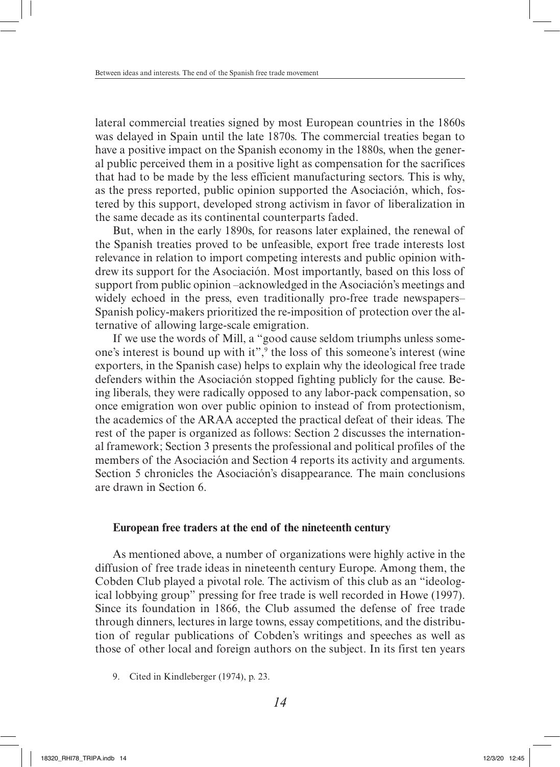lateral commercial treaties signed by most European countries in the 1860s was delayed in Spain until the late 1870s. The commercial treaties began to have a positive impact on the Spanish economy in the 1880s, when the general public perceived them in a positive light as compensation for the sacrifices that had to be made by the less efficient manufacturing sectors. This is why, as the press reported, public opinion supported the Asociación, which, fostered by this support, developed strong activism in favor of liberalization in the same decade as its continental counterparts faded.

But, when in the early 1890s, for reasons later explained, the renewal of the Spanish treaties proved to be unfeasible, export free trade interests lost relevance in relation to import competing interests and public opinion withdrew its support for the Asociación. Most importantly, based on this loss of support from public opinion –acknowledged in the Asociación's meetings and widely echoed in the press, even traditionally pro-free trade newspapers– Spanish policy-makers prioritized the re-imposition of protection over the alternative of allowing large-scale emigration.

If we use the words of Mill, a "good cause seldom triumphs unless someone's interest is bound up with it",[9] the loss of this someone's interest (wine exporters, in the Spanish case) helps to explain why the ideological free trade defenders within the Asociación stopped fighting publicly for the cause. Being liberals, they were radically opposed to any labor-pack compensation, so once emigration won over public opinion to instead of from protectionism, the academics of the ARAA accepted the practical defeat of their ideas. The rest of the paper is organized as follows: Section 2 discusses the international framework; Section 3 presents the professional and political profiles of the members of the Asociación and Section 4 reports its activity and arguments. Section 5 chronicles the Asociación's disappearance. The main conclusions are drawn in Section 6.

## European free traders at the end of the nineteenth century

As mentioned above, a number of organizations were highly active in the diffusion of free trade ideas in nineteenth century Europe. Among them, the Cobden Club played a pivotal role. The activism of this club as an "ideological lobbying group" pressing for free trade is well recorded in Howe (1997). Since its foundation in 1866, the Club assumed the defense of free trade through dinners, lectures in large towns, essay competitions, and the distribution of regular publications of Cobden's writings and speeches as well as those of other local and foreign authors on the subject. In its first ten years

9. Cited in Kindleberger (1974), p. 23.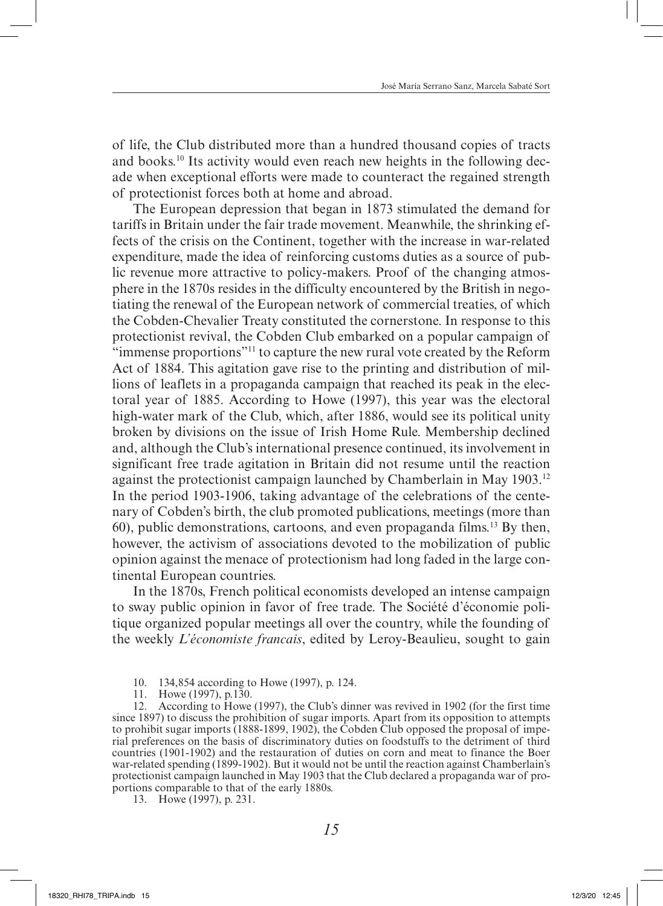of life, the Club distributed more than a hundred thousand copies of tracts and books.[10] Its activity would even reach new heights in the following decade when exceptional efforts were made to counteract the regained strength of protectionist forces both at home and abroad.

The European depression that began in 1873 stimulated the demand for tariffs in Britain under the fair trade movement. Meanwhile, the shrinking effects of the crisis on the Continent, together with the increase in war-related expenditure, made the idea of reinforcing customs duties as a source of public revenue more attractive to policy-makers. Proof of the changing atmosphere in the 1870s resides in the difficulty encountered by the British in negotiating the renewal of the European network of commercial treaties, of which the Cobden-Chevalier Treaty constituted the cornerstone. In response to this protectionist revival, the Cobden Club embarked on a popular campaign of "immense proportions"[11] to capture the new rural vote created by the Reform Act of 1884. This agitation gave rise to the printing and distribution of millions of leaflets in a propaganda campaign that reached its peak in the electoral year of 1885. According to Howe (1997), this year was the electoral high-water mark of the Club, which, after 1886, would see its political unity broken by divisions on the issue of Irish Home Rule. Membership declined and, although the Club's international presence continued, its involvement in significant free trade agitation in Britain did not resume until the reaction against the protectionist campaign launched by Chamberlain in May 1903.[12] In the period 1903-1906, taking advantage of the celebrations of the centenary of Cobden's birth, the club promoted publications, meetings (more than 60), public demonstrations, cartoons, and even propaganda films.[13] By then, however, the activism of associations devoted to the mobilization of public opinion against the menace of protectionism had long faded in the large continental European countries.

In the 1870s, French political economists developed an intense campaign to sway public opinion in favor of free trade. The Société d'économie politique organized popular meetings all over the country, while the founding of the weekly *L'économiste francais*, edited by Leroy-Beaulieu, sought to gain

10. 134,854 according to Howe (1997), p. 124.

11. Howe (1997), p.130.

12. According to Howe (1997), the Club's dinner was revived in 1902 (for the first time since 1897) to discuss the prohibition of sugar imports. Apart from its opposition to attempts to prohibit sugar imports (1888-1899, 1902), the Cobden Club opposed the proposal of imperial preferences on the basis of discriminatory duties on foodstuffs to the detriment of third countries (1901-1902) and the restauration of duties on corn and meat to finance the Boer war-related spending (1899-1902). But it would not be until the reaction against Chamberlain's protectionist campaign launched in May 1903 that the Club declared a propaganda war of proportions comparable to that of the early 1880s.

13. Howe (1997), p. 231.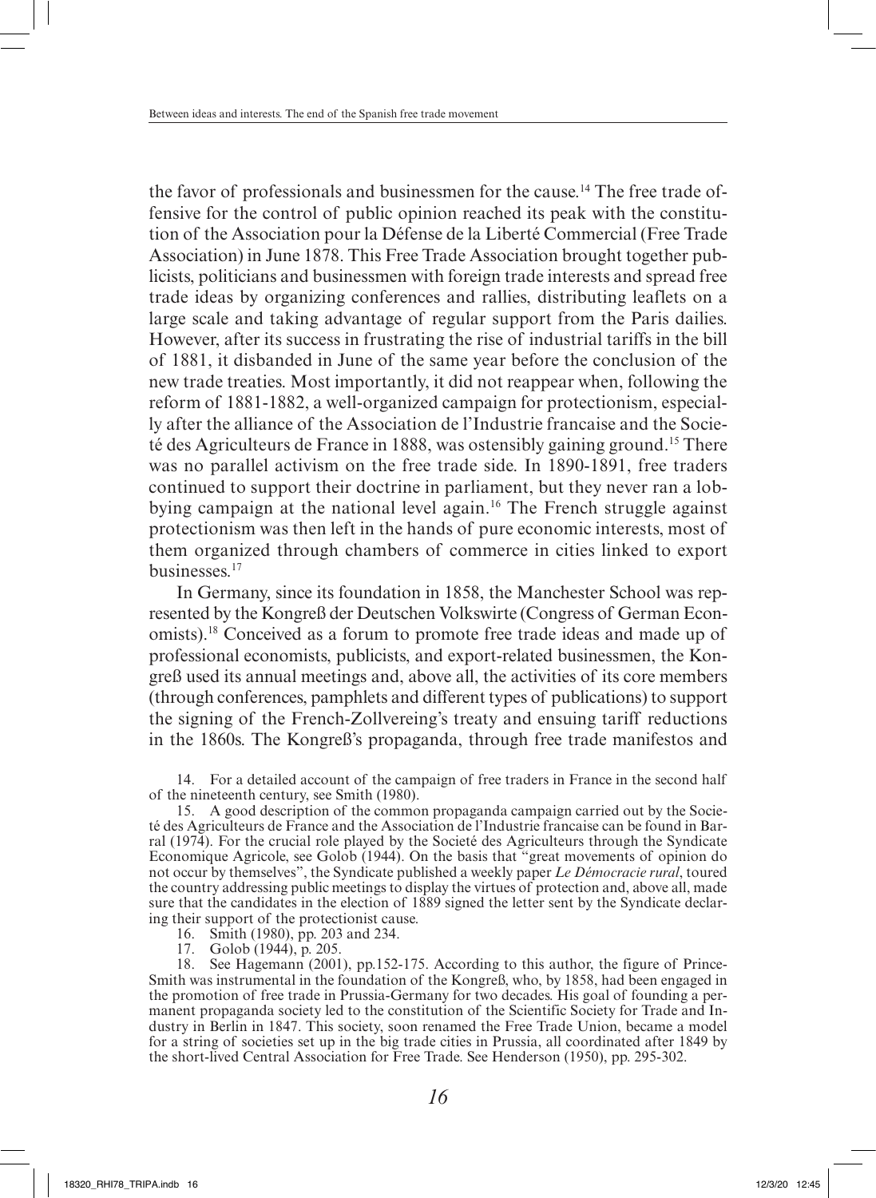the favor of professionals and businessmen for the cause.[14] The free trade offensive for the control of public opinion reached its peak with the constitution of the Association pour la Défense de la Liberté Commercial (Free Trade Association) in June 1878. This Free Trade Association brought together publicists, politicians and businessmen with foreign trade interests and spread free trade ideas by organizing conferences and rallies, distributing leaflets on a large scale and taking advantage of regular support from the Paris dailies. However, after its success in frustrating the rise of industrial tariffs in the bill of 1881, it disbanded in June of the same year before the conclusion of the new trade treaties. Most importantly, it did not reappear when, following the reform of 1881-1882, a well-organized campaign for protectionism, especially after the alliance of the Association de l'Industrie francaise and the Societé des Agriculteurs de France in 1888, was ostensibly gaining ground.[15] There was no parallel activism on the free trade side. In 1890-1891, free traders continued to support their doctrine in parliament, but they never ran a lobbying campaign at the national level again.[16] The French struggle against protectionism was then left in the hands of pure economic interests, most of them organized through chambers of commerce in cities linked to export businesses.[17]

In Germany, since its foundation in 1858, the Manchester School was represented by the Kongreß der Deutschen Volkswirte (Congress of German Economists).[18] Conceived as a forum to promote free trade ideas and made up of professional economists, publicists, and export-related businessmen, the Kongreß used its annual meetings and, above all, the activities of its core members (through conferences, pamphlets and different types of publications) to support the signing of the French-Zollvereing's treaty and ensuing tariff reductions in the 1860s. The Kongreß's propaganda, through free trade manifestos and

14. For a detailed account of the campaign of free traders in France in the second half of the nineteenth century, see Smith (1980).

15. A good description of the common propaganda campaign carried out by the Societé des Agriculteurs de France and the Association de l'Industrie francaise can be found in Barral (1974). For the crucial role played by the Societé des Agriculteurs through the Syndicate Economique Agricole, see Golob (1944). On the basis that "great movements of opinion do not occur by themselves", the Syndicate published a weekly paper *Le Démocracie rural*, toured the country addressing public meetings to display the virtues of protection and, above all, made sure that the candidates in the election of 1889 signed the letter sent by the Syndicate declaring their support of the protectionist cause.

16. Smith (1980), pp. 203 and 234.

17. Golob (1944), p. 205.

18. See Hagemann (2001), pp.152-175. According to this author, the figure of Prince-Smith was instrumental in the foundation of the Kongreß, who, by 1858, had been engaged in the promotion of free trade in Prussia-Germany for two decades. His goal of founding a permanent propaganda society led to the constitution of the Scientific Society for Trade and Industry in Berlin in 1847. This society, soon renamed the Free Trade Union, became a model for a string of societies set up in the big trade cities in Prussia, all coordinated after 1849 by the short-lived Central Association for Free Trade. See Henderson (1950), pp. 295-302.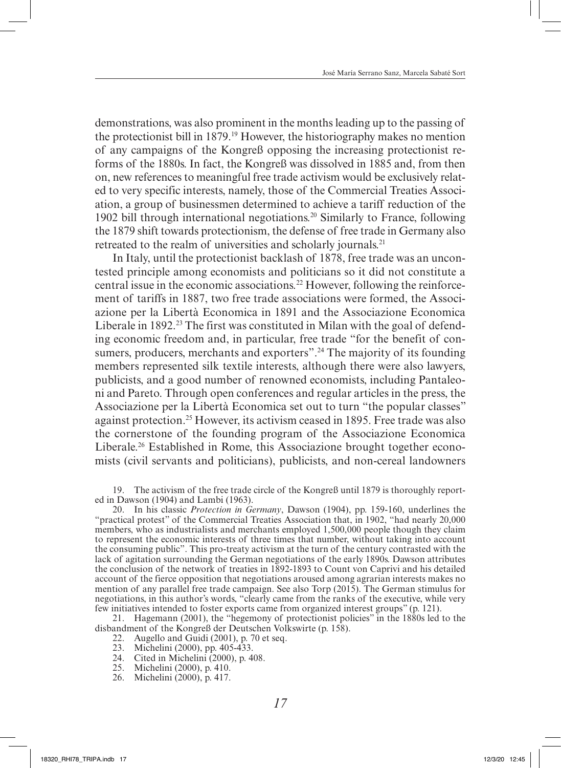demonstrations, was also prominent in the months leading up to the passing of the protectionist bill in 1879.[19] However, the historiography makes no mention of any campaigns of the Kongreß opposing the increasing protectionist reforms of the 1880s. In fact, the Kongreß was dissolved in 1885 and, from then on, new references to meaningful free trade activism would be exclusively related to very specific interests, namely, those of the Commercial Treaties Association, a group of businessmen determined to achieve a tariff reduction of the 1902 bill through international negotiations.[20] Similarly to France, following the 1879 shift towards protectionism, the defense of free trade in Germany also retreated to the realm of universities and scholarly journals.[21]

In Italy, until the protectionist backlash of 1878, free trade was an uncontested principle among economists and politicians so it did not constitute a central issue in the economic associations.[22] However, following the reinforcement of tariffs in 1887, two free trade associations were formed, the Associazione per la Libertà Economica in 1891 and the Associazione Economica Liberale in 1892.[23] The first was constituted in Milan with the goal of defending economic freedom and, in particular, free trade "for the benefit of consumers, producers, merchants and exporters".[24] The majority of its founding members represented silk textile interests, although there were also lawyers, publicists, and a good number of renowned economists, including Pantaleoni and Pareto. Through open conferences and regular articles in the press, the Associazione per la Libertà Economica set out to turn "the popular classes" against protection.[25] However, its activism ceased in 1895. Free trade was also the cornerstone of the founding program of the Associazione Economica Liberale.[26] Established in Rome, this Associazione brought together economists (civil servants and politicians), publicists, and non-cereal landowners

19. The activism of the free trade circle of the Kongreß until 1879 is thoroughly reported in Dawson (1904) and Lambi (1963).

20. In his classic *Protection in Germany*, Dawson (1904), pp. 159-160, underlines the "practical protest" of the Commercial Treaties Association that, in 1902, "had nearly 20,000 members, who as industrialists and merchants employed 1,500,000 people though they claim to represent the economic interests of three times that number, without taking into account the consuming public". This pro-treaty activism at the turn of the century contrasted with the lack of agitation surrounding the German negotiations of the early 1890s. Dawson attributes the conclusion of the network of treaties in 1892-1893 to Count von Caprivi and his detailed account of the fierce opposition that negotiations aroused among agrarian interests makes no mention of any parallel free trade campaign. See also Torp (2015). The German stimulus for negotiations, in this author's words, "clearly came from the ranks of the executive, while very few initiatives intended to foster exports came from organized interest groups" (p. 121).

21. Hagemann (2001), the "hegemony of protectionist policies" in the 1880s led to the disbandment of the Kongreß der Deutschen Volkswirte (p. 158).

22. Augello and Guidi (2001), p. 70 et seq.

23. Michelini (2000), pp. 405-433.

24. Cited in Michelini (2000), p. 408.

25. Michelini (2000), p. 410.

26. Michelini (2000), p. 417.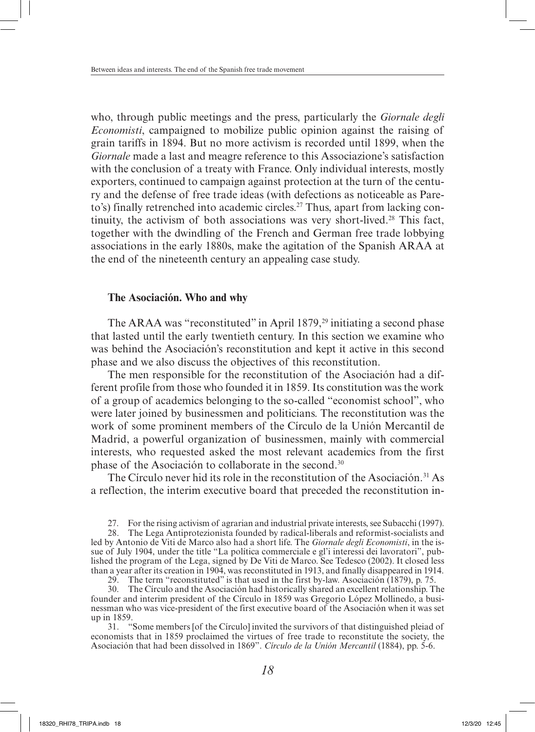who, through public meetings and the press, particularly the *Giornale degli Economisti*, campaigned to mobilize public opinion against the raising of grain tariffs in 1894. But no more activism is recorded until 1899, when the *Giornale* made a last and meagre reference to this Associazione's satisfaction with the conclusion of a treaty with France. Only individual interests, mostly exporters, continued to campaign against protection at the turn of the century and the defense of free trade ideas (with defections as noticeable as Pareto's) finally retrenched into academic circles.[27] Thus, apart from lacking continuity, the activism of both associations was very short-lived.[28] This fact, together with the dwindling of the French and German free trade lobbying associations in the early 1880s, make the agitation of the Spanish ARAA at the end of the nineteenth century an appealing case study.

## The Asociación. Who and why

The ARAA was "reconstituted" in April 1879,[29] initiating a second phase that lasted until the early twentieth century. In this section we examine who was behind the Asociación's reconstitution and kept it active in this second phase and we also discuss the objectives of this reconstitution.

The men responsible for the reconstitution of the Asociación had a different profile from those who founded it in 1859. Its constitution was the work of a group of academics belonging to the so-called "economist school", who were later joined by businessmen and politicians. The reconstitution was the work of some prominent members of the Círculo de la Unión Mercantil de Madrid, a powerful organization of businessmen, mainly with commercial interests, who requested asked the most relevant academics from the first phase of the Asociación to collaborate in the second.[30]

The Círculo never hid its role in the reconstitution of the Asociación.[31] As a reflection, the interim executive board that preceded the reconstitution in-

27. For the rising activism of agrarian and industrial private interests, see Subacchi (1997).

28. The Lega Antiprotezionista founded by radical-liberals and reformist-socialists and led by Antonio de Viti de Marco also had a short life. The *Giornale degli Economisti*, in the issue of July 1904, under the title "La politica commerciale e gl'i interessi dei lavoratori", published the program of the Lega, signed by De Viti de Marco. See Tedesco (2002). It closed less than a year after its creation in 1904, was reconstituted in 1913, and finally disappeared in 1914.

29. The term "reconstituted" is that used in the first by-law. Asociación (1879), p. 75.

30. The Círculo and the Asociación had historically shared an excellent relationship. The founder and interim president of the Círculo in 1859 was Gregorio López Mollinedo, a businessman who was vice-president of the first executive board of the Asociación when it was set up in 1859.

31. "Some members [of the Círculo] invited the survivors of that distinguished pleiad of economists that in 1859 proclaimed the virtues of free trade to reconstitute the society, the Asociación that had been dissolved in 1869". *Círculo de la Unión Mercantil* (1884), pp. 5-6.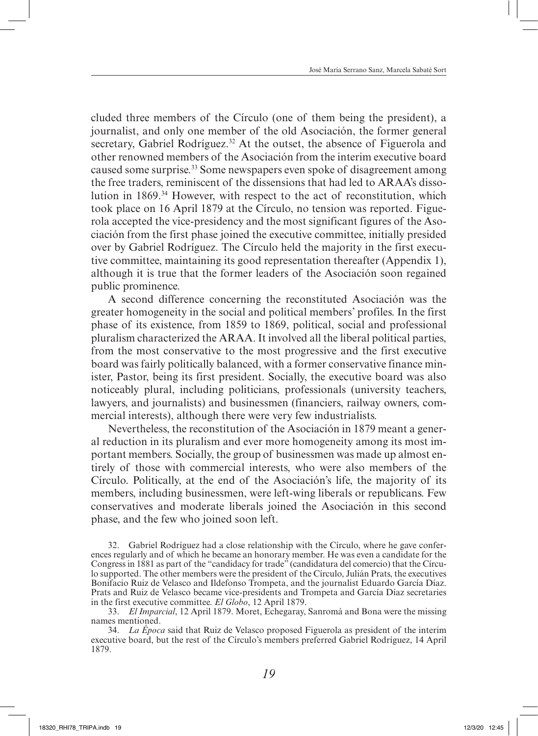cluded three members of the Círculo (one of them being the president), a journalist, and only one member of the old Asociación, the former general secretary, Gabriel Rodríguez.[32] At the outset, the absence of Figuerola and other renowned members of the Asociación from the interim executive board caused some surprise.[33] Some newspapers even spoke of disagreement among the free traders, reminiscent of the dissensions that had led to ARAA's dissolution in 1869.[34] However, with respect to the act of reconstitution, which took place on 16 April 1879 at the Círculo, no tension was reported. Figuerola accepted the vice-presidency and the most significant figures of the Asociación from the first phase joined the executive committee, initially presided over by Gabriel Rodríguez. The Círculo held the majority in the first executive committee, maintaining its good representation thereafter (Appendix 1), although it is true that the former leaders of the Asociación soon regained public prominence.

A second difference concerning the reconstituted Asociación was the greater homogeneity in the social and political members' profiles. In the first phase of its existence, from 1859 to 1869, political, social and professional pluralism characterized the ARAA. It involved all the liberal political parties, from the most conservative to the most progressive and the first executive board was fairly politically balanced, with a former conservative finance minister, Pastor, being its first president. Socially, the executive board was also noticeably plural, including politicians, professionals (university teachers, lawyers, and journalists) and businessmen (financiers, railway owners, commercial interests), although there were very few industrialists.

Nevertheless, the reconstitution of the Asociación in 1879 meant a general reduction in its pluralism and ever more homogeneity among its most important members. Socially, the group of businessmen was made up almost entirely of those with commercial interests, who were also members of the Círculo. Politically, at the end of the Asociación's life, the majority of its members, including businessmen, were left-wing liberals or republicans. Few conservatives and moderate liberals joined the Asociación in this second phase, and the few who joined soon left.

32. Gabriel Rodríguez had a close relationship with the Círculo, where he gave conferences regularly and of which he became an honorary member. He was even a candidate for the Congress in 1881 as part of the "candidacy for trade" (candidatura del comercio) that the Círculo supported. The other members were the president of the Círculo, Julián Prats, the executives Bonifacio Ruiz de Velasco and Ildefonso Trompeta, and the journalist Eduardo García Díaz. Prats and Ruiz de Velasco became vice-presidents and Trompeta and García Díaz secretaries in the first executive committee. *El Globo*, 12 April 1879.

33. *El Imparcial*, 12 April 1879. Moret, Echegaray, Sanromá and Bona were the missing names mentioned.

34. *La Época* said that Ruiz de Velasco proposed Figuerola as president of the interim executive board, but the rest of the Círculo's members preferred Gabriel Rodríguez, 14 April 1879.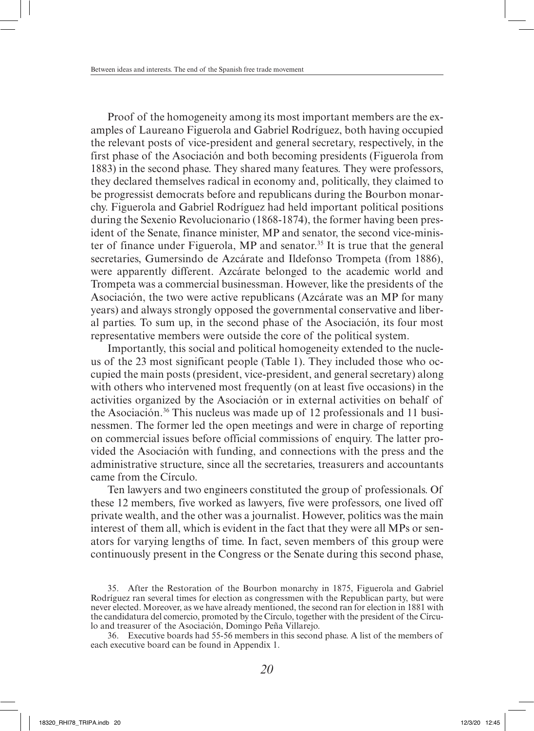Proof of the homogeneity among its most important members are the examples of Laureano Figuerola and Gabriel Rodríguez, both having occupied the relevant posts of vice-president and general secretary, respectively, in the first phase of the Asociación and both becoming presidents (Figuerola from 1883) in the second phase. They shared many features. They were professors, they declared themselves radical in economy and, politically, they claimed to be progressist democrats before and republicans during the Bourbon monarchy. Figuerola and Gabriel Rodríguez had held important political positions during the Sexenio Revolucionario (1868-1874), the former having been president of the Senate, finance minister, MP and senator, the second vice-minister of finance under Figuerola, MP and senator.[35] It is true that the general secretaries, Gumersindo de Azcárate and Ildefonso Trompeta (from 1886), were apparently different. Azcárate belonged to the academic world and Trompeta was a commercial businessman. However, like the presidents of the Asociación, the two were active republicans (Azcárate was an MP for many years) and always strongly opposed the governmental conservative and liberal parties. To sum up, in the second phase of the Asociación, its four most representative members were outside the core of the political system.

Importantly, this social and political homogeneity extended to the nucleus of the 23 most significant people (Table 1). They included those who occupied the main posts (president, vice-president, and general secretary) along with others who intervened most frequently (on at least five occasions) in the activities organized by the Asociación or in external activities on behalf of the Asociación.[36] This nucleus was made up of 12 professionals and 11 businessmen. The former led the open meetings and were in charge of reporting on commercial issues before official commissions of enquiry. The latter provided the Asociación with funding, and connections with the press and the administrative structure, since all the secretaries, treasurers and accountants came from the Círculo.

Ten lawyers and two engineers constituted the group of professionals. Of these 12 members, five worked as lawyers, five were professors, one lived off private wealth, and the other was a journalist. However, politics was the main interest of them all, which is evident in the fact that they were all MPs or senators for varying lengths of time. In fact, seven members of this group were continuously present in the Congress or the Senate during this second phase,

35. After the Restoration of the Bourbon monarchy in 1875, Figuerola and Gabriel Rodríguez ran several times for election as congressmen with the Republican party, but were never elected. Moreover, as we have already mentioned, the second ran for election in 1881 with the candidatura del comercio, promoted by the Círculo, together with the president of the Círculo and treasurer of the Asociación, Domingo Peña Villarejo.

36. Executive boards had 55-56 members in this second phase. A list of the members of each executive board can be found in Appendix 1.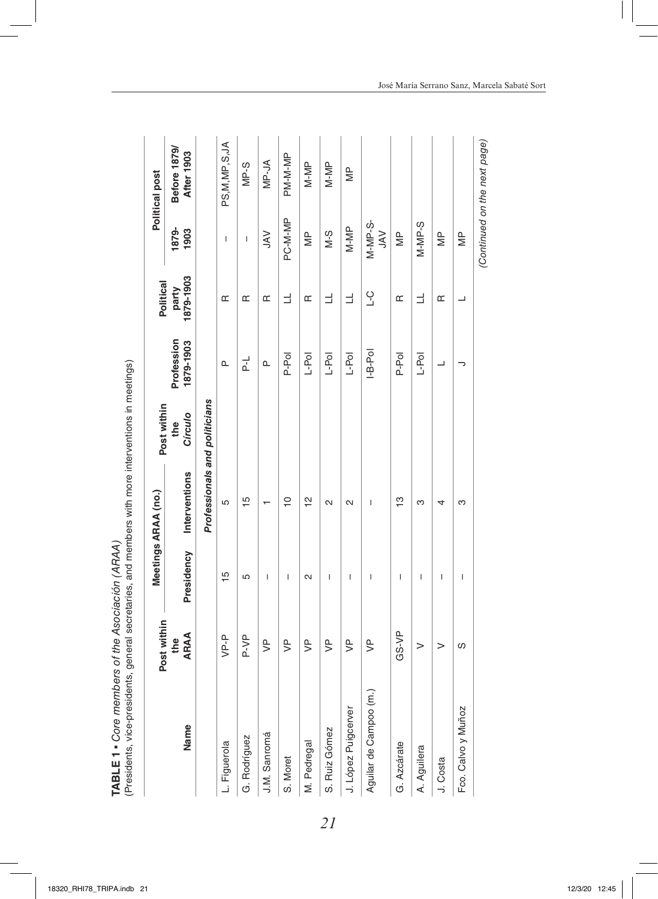**TABLE 1** ▪ *Core members of the Asociación (ARAA)*
(Presidents, vice-presidents, general secretaries, and members with more interventions in meetings)

| Name | Post within the ARAA | Meetings ARAA (no.) | | Post within the *Círculo* | Profession 1879-1903 | Political party 1879-1903 | Political post | |
|---|---|---|---|---|---|---|---|---|
| | | Presidency | Interventions | | | | 1879-1903 | Before 1879/ After 1903 |
| | | | *Professionals and politicians* | | | | | |
| L. Figuerola | VP-P | 15 | 5 | | P | R | – | PS,M,MP,S,JA |
| G. Rodríguez | P-VP | 5 | 15 | | P-L | R | – | MP-S |
| J.M. Sanromá | VP | – | 1 | | P | R | JAV | MP-JA |
| S. Moret | VP | – | 10 | | P-Pol | LL | PC-M-MP | PM-M-MP |
| M. Pedregal | VP | 2 | 12 | | L-Pol | R | MP | M-MP |
| S. Ruiz Gómez | VP | – | 2 | | L-Pol | LL | M-S | M-MP |
| J. López Puigcerver | VP | – | 2 | | L-Pol | LL | M-MP | MP |
| Aguilar de Campoo (m.) | VP | – | – | | I-B-Pol | L-C | M-MP-S-JAV | |
| G. Azcárate | GS-VP | – | 13 | | P-Pol | R | MP | |
| A. Aguilera | V | – | 3 | | L-Pol | LL | M-MP-S | |
| J. Costa | V | – | 4 | | L | R | MP | |
| Fco. Calvo y Muñoz | S | – | 3 | | U | L | MP | |

*(Continued on the next page)*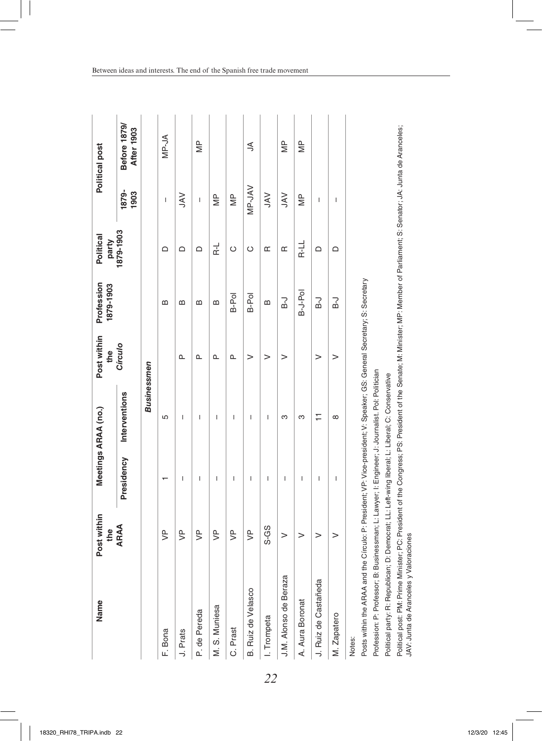| Name | Post within the ARAA | Meetings ARAA (no.) | | Post within the *Círculo* | Profession 1879-1903 | Political party 1879-1903 | Political post | |
|---|---|---|---|---|---|---|---|---|
| | | Presidency | Interventions | | | | 1879-1903 | Before 1879/ After 1903 |
| | | | ***Businessmen*** | | | | | |
| F. Bona | VP | 1 | 5 | | B | D | – | MP-JA |
| J. Prats | VP | – | – | P | B | D | JAV | |
| P. de Pereda | VP | – | – | P | B | D | – | MP |
| M. S. Muniesa | VP | – | – | P | B | R-L | MP | |
| C. Prast | VP | – | – | P | B-Pol | C | MP | |
| B. Ruiz de Velasco | VP | – | – | V | B-Pol | C | MP-JAV | JA |
| I. Trompeta | S-GS | – | – | V | B | R | JAV | |
| J.M. Alonso de Beraza | V | – | 3 | V | B-J | R | JAV | MP |
| A. Aura Boronat | V | – | 3 | | B-J-Pol | R-LL | MP | MP |
| J. Ruiz de Castañeda | V | – | 11 | V | B-J | D | – | |
| M. Zapatero | V | – | 8 | V | B-J | D | – | |

Notes:

Posts within the ARAA and the Círculo: P: President; VP: Vice-president; V: Speaker; GS: General Secretary; S: Secretary

Profession: P: Professor; B: Businessman; L: Lawyer; I: Engineer; J: Journalist. Pol: Politician

Political party: R: Republican; D: Democrat; LL: Left-wing liberal; L: Liberal; C: Conservative

Political post: PM: Prime Minister; PC: President of the Congress; PS: President of the Senate; M: Minister; MP: Member of Parliament; S: Senator; JA: Junta de Aranceles; JAV: Junta de Aranceles y Valoraciones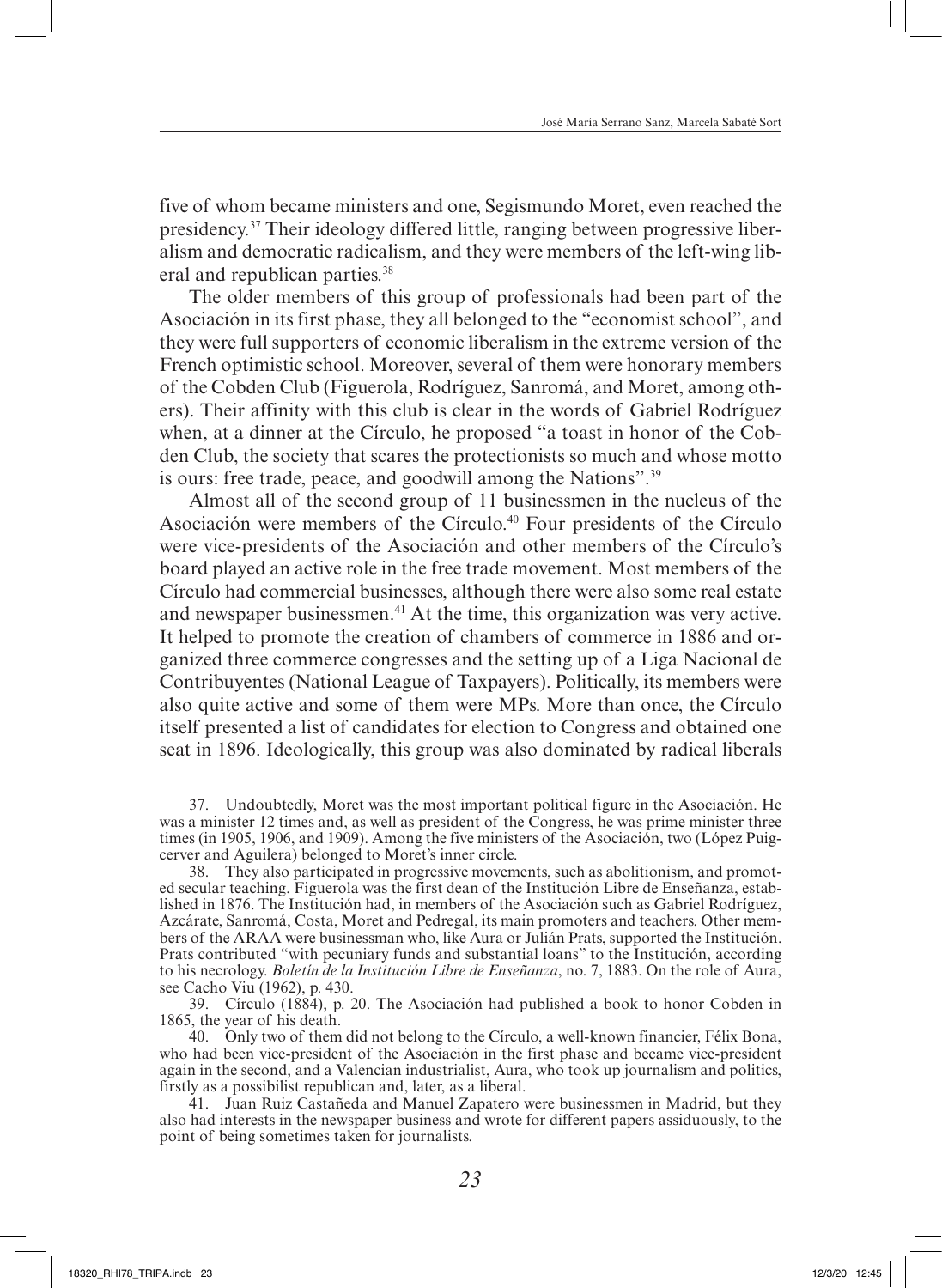five of whom became ministers and one, Segismundo Moret, even reached the presidency.[37] Their ideology differed little, ranging between progressive liberalism and democratic radicalism, and they were members of the left-wing liberal and republican parties.[38]

The older members of this group of professionals had been part of the Asociación in its first phase, they all belonged to the "economist school", and they were full supporters of economic liberalism in the extreme version of the French optimistic school. Moreover, several of them were honorary members of the Cobden Club (Figuerola, Rodríguez, Sanromá, and Moret, among others). Their affinity with this club is clear in the words of Gabriel Rodríguez when, at a dinner at the Círculo, he proposed "a toast in honor of the Cobden Club, the society that scares the protectionists so much and whose motto is ours: free trade, peace, and goodwill among the Nations".[39]

Almost all of the second group of 11 businessmen in the nucleus of the Asociación were members of the Círculo.[40] Four presidents of the Círculo were vice-presidents of the Asociación and other members of the Círculo's board played an active role in the free trade movement. Most members of the Círculo had commercial businesses, although there were also some real estate and newspaper businessmen.[41] At the time, this organization was very active. It helped to promote the creation of chambers of commerce in 1886 and organized three commerce congresses and the setting up of a Liga Nacional de Contribuyentes (National League of Taxpayers). Politically, its members were also quite active and some of them were MPs. More than once, the Círculo itself presented a list of candidates for election to Congress and obtained one seat in 1896. Ideologically, this group was also dominated by radical liberals

37. Undoubtedly, Moret was the most important political figure in the Asociación. He was a minister 12 times and, as well as president of the Congress, he was prime minister three times (in 1905, 1906, and 1909). Among the five ministers of the Asociación, two (López Puigcerver and Aguilera) belonged to Moret's inner circle.

38. They also participated in progressive movements, such as abolitionism, and promoted secular teaching. Figuerola was the first dean of the Institución Libre de Enseñanza, established in 1876. The Institución had, in members of the Asociación such as Gabriel Rodríguez, Azcárate, Sanromá, Costa, Moret and Pedregal, its main promoters and teachers. Other members of the ARAA were businessman who, like Aura or Julián Prats, supported the Institución. Prats contributed "with pecuniary funds and substantial loans" to the Institución, according to his necrology. *Boletín de la Institución Libre de Enseñanza*, no. 7, 1883. On the role of Aura, see Cacho Viu (1962), p. 430.

39. Círculo (1884), p. 20. The Asociación had published a book to honor Cobden in 1865, the year of his death.

40. Only two of them did not belong to the Círculo, a well-known financier, Félix Bona, who had been vice-president of the Asociación in the first phase and became vice-president again in the second, and a Valencian industrialist, Aura, who took up journalism and politics, firstly as a possibilist republican and, later, as a liberal.

41. Juan Ruiz Castañeda and Manuel Zapatero were businessmen in Madrid, but they also had interests in the newspaper business and wrote for different papers assiduously, to the point of being sometimes taken for journalists.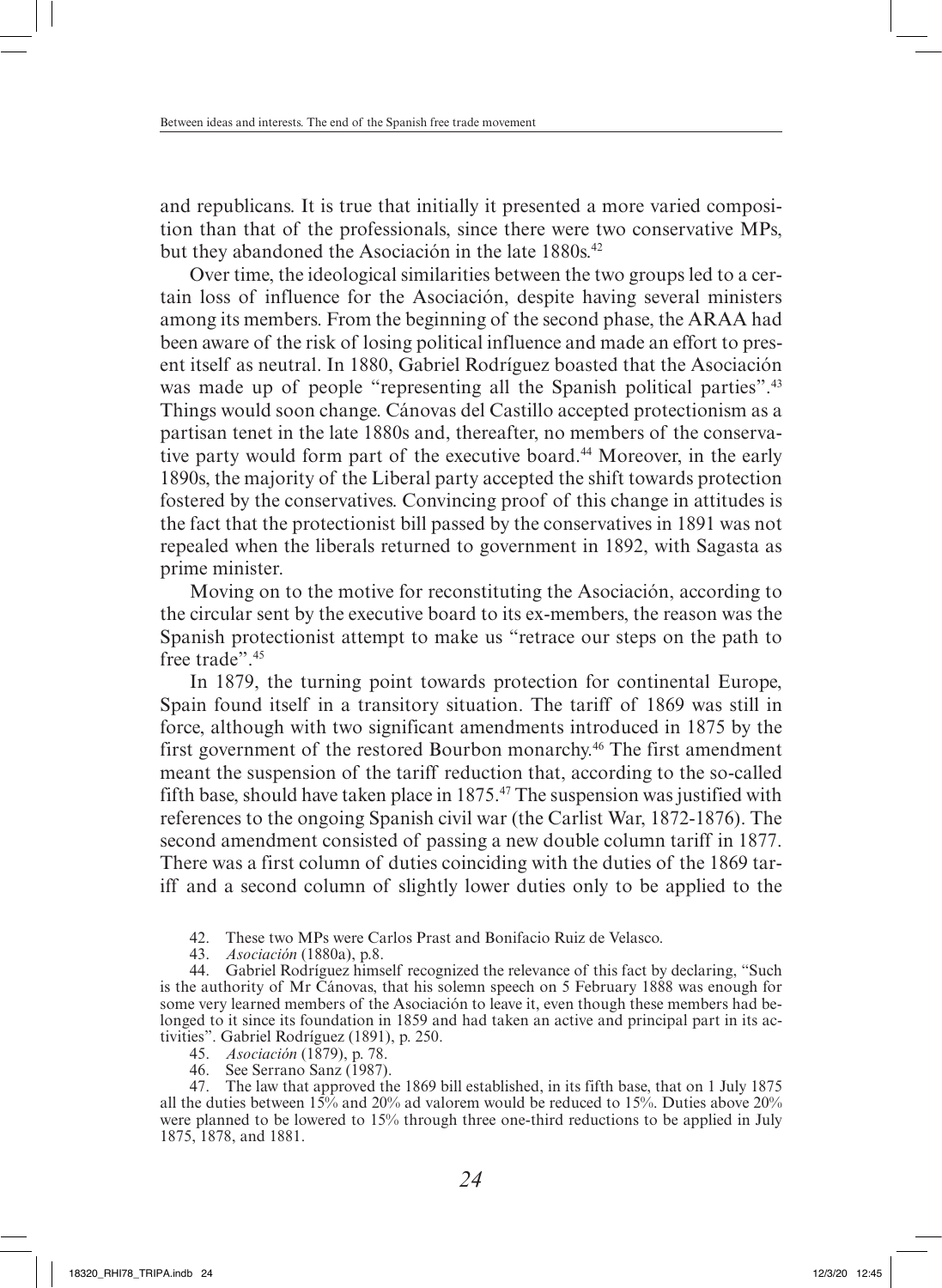and republicans. It is true that initially it presented a more varied composition than that of the professionals, since there were two conservative MPs, but they abandoned the Asociación in the late 1880s.[42]

Over time, the ideological similarities between the two groups led to a certain loss of influence for the Asociación, despite having several ministers among its members. From the beginning of the second phase, the ARAA had been aware of the risk of losing political influence and made an effort to present itself as neutral. In 1880, Gabriel Rodríguez boasted that the Asociación was made up of people "representing all the Spanish political parties".[43] Things would soon change. Cánovas del Castillo accepted protectionism as a partisan tenet in the late 1880s and, thereafter, no members of the conservative party would form part of the executive board.[44] Moreover, in the early 1890s, the majority of the Liberal party accepted the shift towards protection fostered by the conservatives. Convincing proof of this change in attitudes is the fact that the protectionist bill passed by the conservatives in 1891 was not repealed when the liberals returned to government in 1892, with Sagasta as prime minister.

Moving on to the motive for reconstituting the Asociación, according to the circular sent by the executive board to its ex-members, the reason was the Spanish protectionist attempt to make us "retrace our steps on the path to free trade".[45]

In 1879, the turning point towards protection for continental Europe, Spain found itself in a transitory situation. The tariff of 1869 was still in force, although with two significant amendments introduced in 1875 by the first government of the restored Bourbon monarchy.[46] The first amendment meant the suspension of the tariff reduction that, according to the so-called fifth base, should have taken place in 1875.[47] The suspension was justified with references to the ongoing Spanish civil war (the Carlist War, 1872-1876). The second amendment consisted of passing a new double column tariff in 1877. There was a first column of duties coinciding with the duties of the 1869 tariff and a second column of slightly lower duties only to be applied to the

42. These two MPs were Carlos Prast and Bonifacio Ruiz de Velasco.

43. *Asociación* (1880a), p.8.

44. Gabriel Rodríguez himself recognized the relevance of this fact by declaring, "Such is the authority of Mr Cánovas, that his solemn speech on 5 February 1888 was enough for some very learned members of the Asociación to leave it, even though these members had belonged to it since its foundation in 1859 and had taken an active and principal part in its activities". Gabriel Rodríguez (1891), p. 250.

45. *Asociación* (1879), p. 78.

46. See Serrano Sanz (1987).

47. The law that approved the 1869 bill established, in its fifth base, that on 1 July 1875 all the duties between 15% and 20% ad valorem would be reduced to 15%. Duties above 20% were planned to be lowered to 15% through three one-third reductions to be applied in July 1875, 1878, and 1881.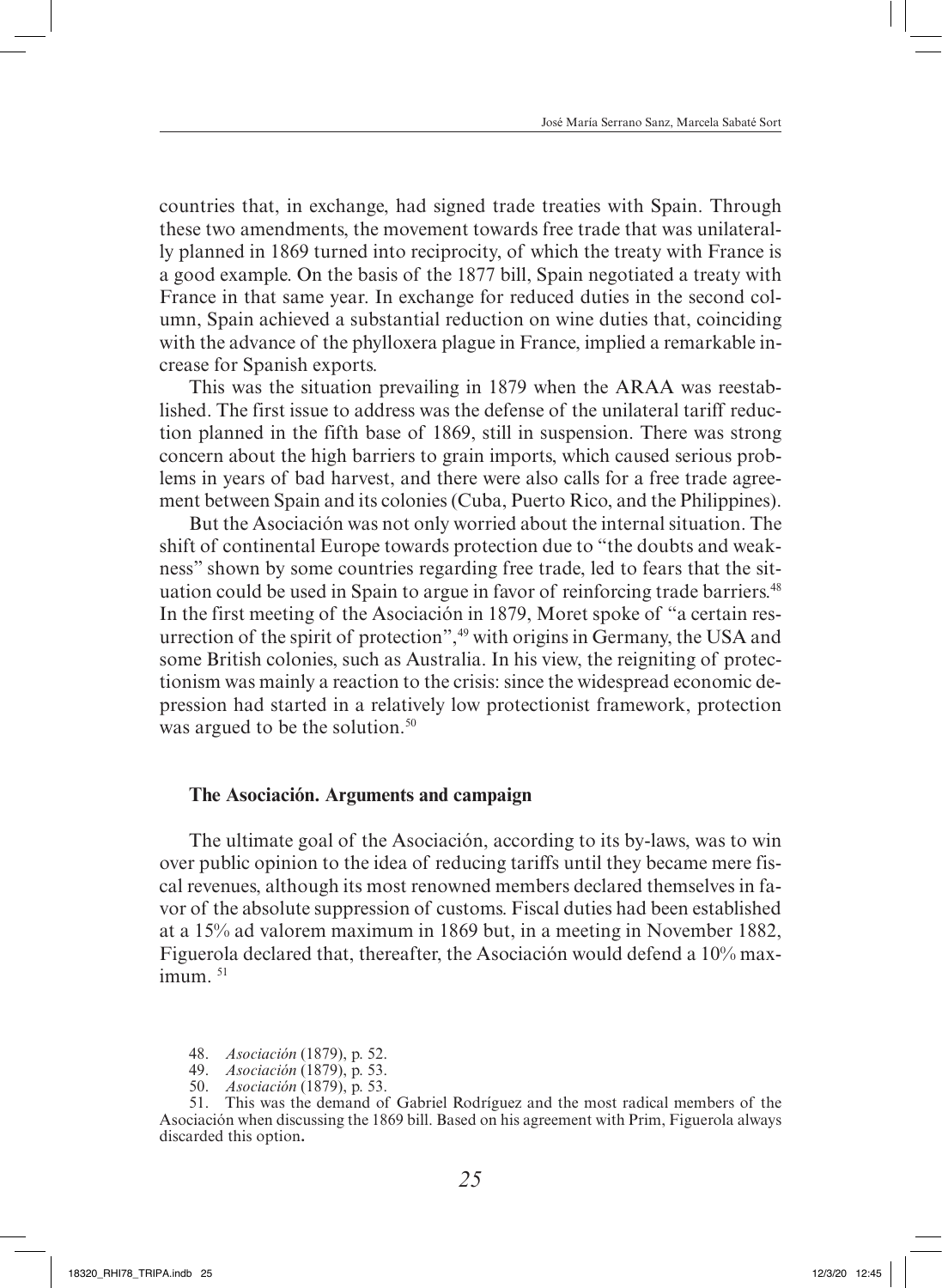countries that, in exchange, had signed trade treaties with Spain. Through these two amendments, the movement towards free trade that was unilaterally planned in 1869 turned into reciprocity, of which the treaty with France is a good example. On the basis of the 1877 bill, Spain negotiated a treaty with France in that same year. In exchange for reduced duties in the second column, Spain achieved a substantial reduction on wine duties that, coinciding with the advance of the phylloxera plague in France, implied a remarkable increase for Spanish exports.

This was the situation prevailing in 1879 when the ARAA was reestablished. The first issue to address was the defense of the unilateral tariff reduction planned in the fifth base of 1869, still in suspension. There was strong concern about the high barriers to grain imports, which caused serious problems in years of bad harvest, and there were also calls for a free trade agreement between Spain and its colonies (Cuba, Puerto Rico, and the Philippines).

But the Asociación was not only worried about the internal situation. The shift of continental Europe towards protection due to "the doubts and weakness" shown by some countries regarding free trade, led to fears that the situation could be used in Spain to argue in favor of reinforcing trade barriers.[48] In the first meeting of the Asociación in 1879, Moret spoke of "a certain resurrection of the spirit of protection",[49] with origins in Germany, the USA and some British colonies, such as Australia. In his view, the reigniting of protectionism was mainly a reaction to the crisis: since the widespread economic depression had started in a relatively low protectionist framework, protection was argued to be the solution.[50]

## The Asociación. Arguments and campaign

The ultimate goal of the Asociación, according to its by-laws, was to win over public opinion to the idea of reducing tariffs until they became mere fiscal revenues, although its most renowned members declared themselves in favor of the absolute suppression of customs. Fiscal duties had been established at a 15% ad valorem maximum in 1869 but, in a meeting in November 1882, Figuerola declared that, thereafter, the Asociación would defend a 10% maximum.[51]

48. *Asociación* (1879), p. 52.
49. *Asociación* (1879), p. 53.
50. *Asociación* (1879), p. 53.
51. This was the demand of Gabriel Rodríguez and the most radical members of the Asociación when discussing the 1869 bill. Based on his agreement with Prim, Figuerola always discarded this option.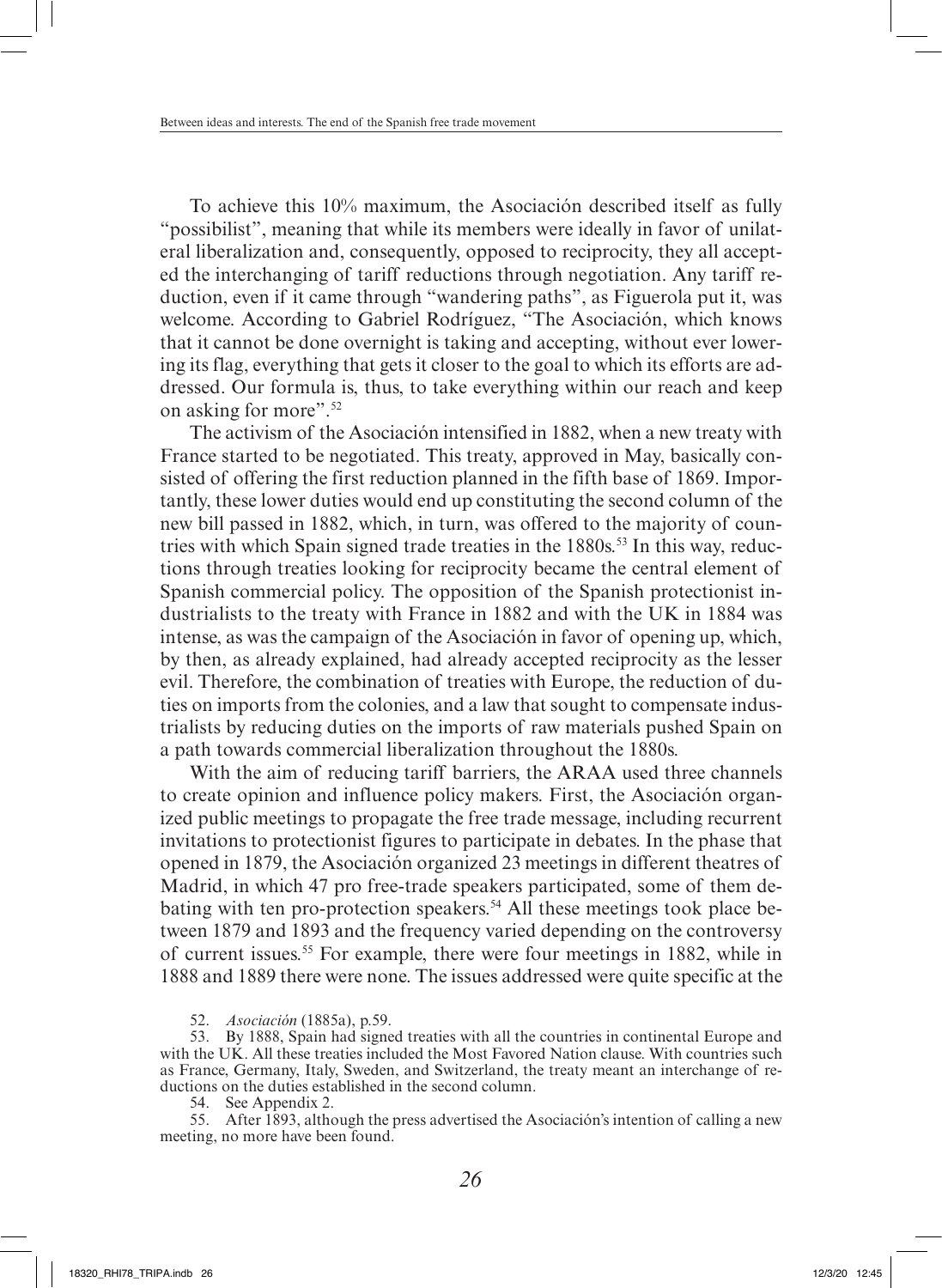To achieve this 10% maximum, the Asociación described itself as fully "possibilist", meaning that while its members were ideally in favor of unilateral liberalization and, consequently, opposed to reciprocity, they all accepted the interchanging of tariff reductions through negotiation. Any tariff reduction, even if it came through "wandering paths", as Figuerola put it, was welcome. According to Gabriel Rodríguez, "The Asociación, which knows that it cannot be done overnight is taking and accepting, without ever lowering its flag, everything that gets it closer to the goal to which its efforts are addressed. Our formula is, thus, to take everything within our reach and keep on asking for more".[52]

The activism of the Asociación intensified in 1882, when a new treaty with France started to be negotiated. This treaty, approved in May, basically consisted of offering the first reduction planned in the fifth base of 1869. Importantly, these lower duties would end up constituting the second column of the new bill passed in 1882, which, in turn, was offered to the majority of countries with which Spain signed trade treaties in the 1880s.[53] In this way, reductions through treaties looking for reciprocity became the central element of Spanish commercial policy. The opposition of the Spanish protectionist industrialists to the treaty with France in 1882 and with the UK in 1884 was intense, as was the campaign of the Asociación in favor of opening up, which, by then, as already explained, had already accepted reciprocity as the lesser evil. Therefore, the combination of treaties with Europe, the reduction of duties on imports from the colonies, and a law that sought to compensate industrialists by reducing duties on the imports of raw materials pushed Spain on a path towards commercial liberalization throughout the 1880s.

With the aim of reducing tariff barriers, the ARAA used three channels to create opinion and influence policy makers. First, the Asociación organized public meetings to propagate the free trade message, including recurrent invitations to protectionist figures to participate in debates. In the phase that opened in 1879, the Asociación organized 23 meetings in different theatres of Madrid, in which 47 pro free-trade speakers participated, some of them debating with ten pro-protection speakers.[54] All these meetings took place between 1879 and 1893 and the frequency varied depending on the controversy of current issues.[55] For example, there were four meetings in 1882, while in 1888 and 1889 there were none. The issues addressed were quite specific at the

52. *Asociación* (1885a), p.59.

53. By 1888, Spain had signed treaties with all the countries in continental Europe and with the UK. All these treaties included the Most Favored Nation clause. With countries such as France, Germany, Italy, Sweden, and Switzerland, the treaty meant an interchange of reductions on the duties established in the second column.

54. See Appendix 2.

55. After 1893, although the press advertised the Asociación's intention of calling a new meeting, no more have been found.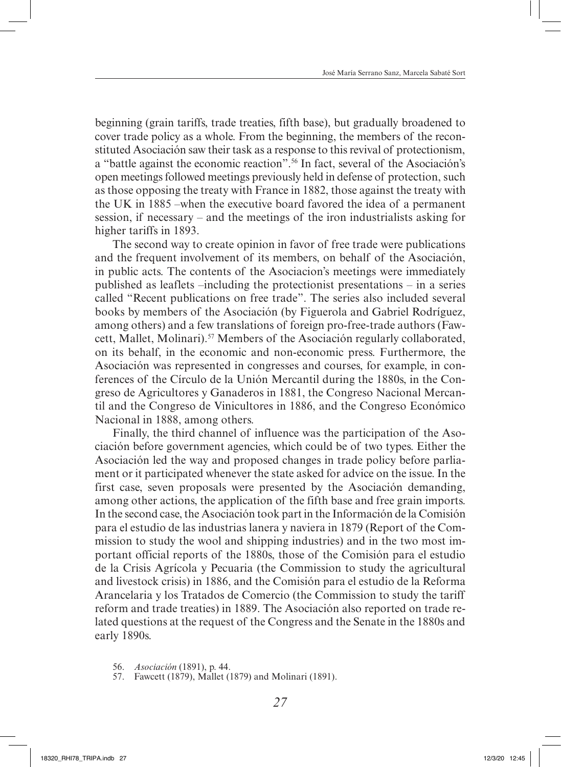beginning (grain tariffs, trade treaties, fifth base), but gradually broadened to cover trade policy as a whole. From the beginning, the members of the reconstituted Asociación saw their task as a response to this revival of protectionism, a "battle against the economic reaction".[56] In fact, several of the Asociación's open meetings followed meetings previously held in defense of protection, such as those opposing the treaty with France in 1882, those against the treaty with the UK in 1885 –when the executive board favored the idea of a permanent session, if necessary – and the meetings of the iron industrialists asking for higher tariffs in 1893.

The second way to create opinion in favor of free trade were publications and the frequent involvement of its members, on behalf of the Asociación, in public acts. The contents of the Asociacion's meetings were immediately published as leaflets –including the protectionist presentations – in a series called "Recent publications on free trade". The series also included several books by members of the Asociación (by Figuerola and Gabriel Rodríguez, among others) and a few translations of foreign pro-free-trade authors (Fawcett, Mallet, Molinari).[57] Members of the Asociación regularly collaborated, on its behalf, in the economic and non-economic press. Furthermore, the Asociación was represented in congresses and courses, for example, in conferences of the Círculo de la Unión Mercantil during the 1880s, in the Congreso de Agricultores y Ganaderos in 1881, the Congreso Nacional Mercantil and the Congreso de Vinicultores in 1886, and the Congreso Económico Nacional in 1888, among others.

Finally, the third channel of influence was the participation of the Asociación before government agencies, which could be of two types. Either the Asociación led the way and proposed changes in trade policy before parliament or it participated whenever the state asked for advice on the issue. In the first case, seven proposals were presented by the Asociación demanding, among other actions, the application of the fifth base and free grain imports. In the second case, the Asociación took part in the Información de la Comisión para el estudio de las industrias lanera y naviera in 1879 (Report of the Commission to study the wool and shipping industries) and in the two most important official reports of the 1880s, those of the Comisión para el estudio de la Crisis Agrícola y Pecuaria (the Commission to study the agricultural and livestock crisis) in 1886, and the Comisión para el estudio de la Reforma Arancelaria y los Tratados de Comercio (the Commission to study the tariff reform and trade treaties) in 1889. The Asociación also reported on trade related questions at the request of the Congress and the Senate in the 1880s and early 1890s.

56. *Asociación* (1891), p. 44.
57. Fawcett (1879), Mallet (1879) and Molinari (1891).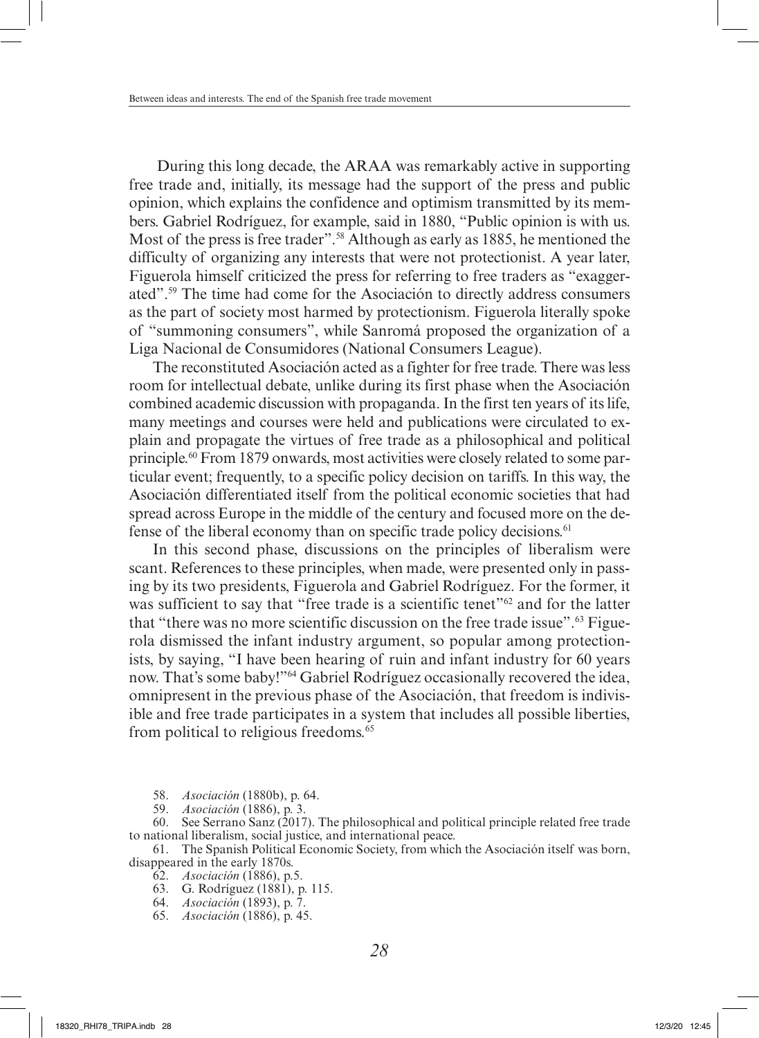During this long decade, the ARAA was remarkably active in supporting free trade and, initially, its message had the support of the press and public opinion, which explains the confidence and optimism transmitted by its members. Gabriel Rodríguez, for example, said in 1880, "Public opinion is with us. Most of the press is free trader".[58] Although as early as 1885, he mentioned the difficulty of organizing any interests that were not protectionist. A year later, Figuerola himself criticized the press for referring to free traders as "exaggerated".[59] The time had come for the Asociación to directly address consumers as the part of society most harmed by protectionism. Figuerola literally spoke of "summoning consumers", while Sanromá proposed the organization of a Liga Nacional de Consumidores (National Consumers League).

The reconstituted Asociación acted as a fighter for free trade. There was less room for intellectual debate, unlike during its first phase when the Asociación combined academic discussion with propaganda. In the first ten years of its life, many meetings and courses were held and publications were circulated to explain and propagate the virtues of free trade as a philosophical and political principle.[60] From 1879 onwards, most activities were closely related to some particular event; frequently, to a specific policy decision on tariffs. In this way, the Asociación differentiated itself from the political economic societies that had spread across Europe in the middle of the century and focused more on the defense of the liberal economy than on specific trade policy decisions.[61]

In this second phase, discussions on the principles of liberalism were scant. References to these principles, when made, were presented only in passing by its two presidents, Figuerola and Gabriel Rodríguez. For the former, it was sufficient to say that "free trade is a scientific tenet"[62] and for the latter that "there was no more scientific discussion on the free trade issue".[63] Figuerola dismissed the infant industry argument, so popular among protectionists, by saying, "I have been hearing of ruin and infant industry for 60 years now. That's some baby!"[64] Gabriel Rodríguez occasionally recovered the idea, omnipresent in the previous phase of the Asociación, that freedom is indivisible and free trade participates in a system that includes all possible liberties, from political to religious freedoms.[65]

58. *Asociación* (1880b), p. 64.

59. *Asociación* (1886), p. 3.

60. See Serrano Sanz (2017). The philosophical and political principle related free trade to national liberalism, social justice, and international peace.

61. The Spanish Political Economic Society, from which the Asociación itself was born, disappeared in the early 1870s.

62. *Asociación* (1886), p.5.

63. G. Rodríguez (1881), p. 115.

64. *Asociación* (1893), p. 7.

65. *Asociación* (1886), p. 45.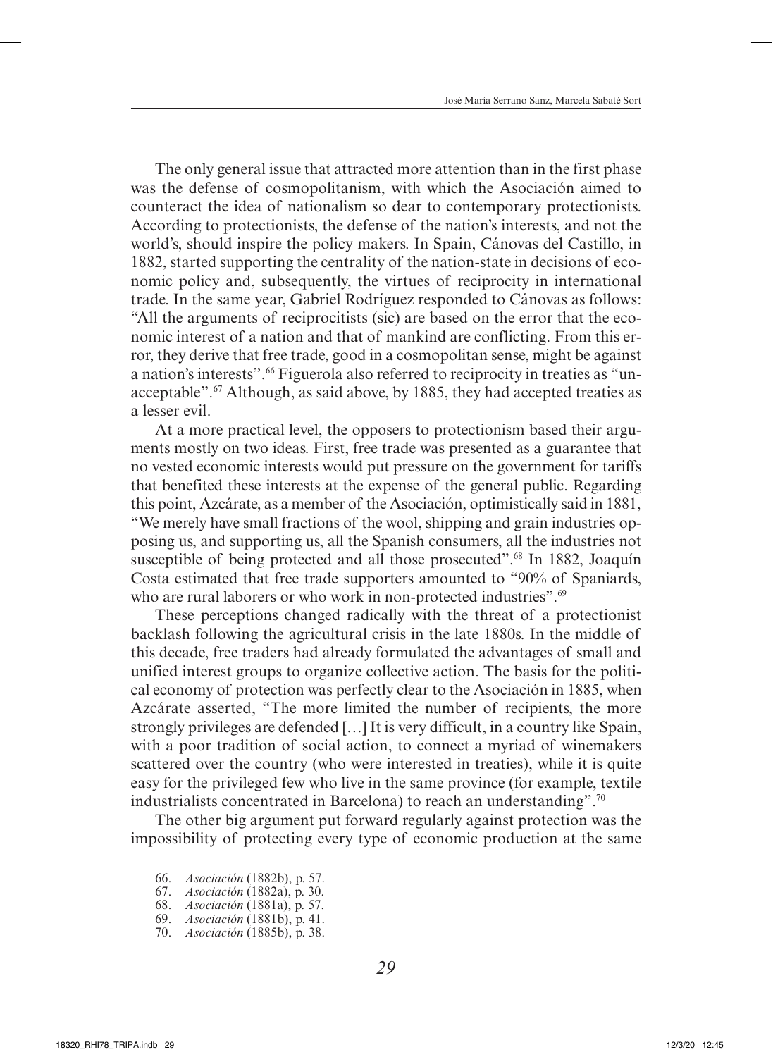The only general issue that attracted more attention than in the first phase was the defense of cosmopolitanism, with which the Asociación aimed to counteract the idea of nationalism so dear to contemporary protectionists. According to protectionists, the defense of the nation's interests, and not the world's, should inspire the policy makers. In Spain, Cánovas del Castillo, in 1882, started supporting the centrality of the nation-state in decisions of economic policy and, subsequently, the virtues of reciprocity in international trade. In the same year, Gabriel Rodríguez responded to Cánovas as follows: "All the arguments of reciprocitists (sic) are based on the error that the economic interest of a nation and that of mankind are conflicting. From this error, they derive that free trade, good in a cosmopolitan sense, might be against a nation's interests".[66] Figuerola also referred to reciprocity in treaties as "unacceptable".[67] Although, as said above, by 1885, they had accepted treaties as a lesser evil.

At a more practical level, the opposers to protectionism based their arguments mostly on two ideas. First, free trade was presented as a guarantee that no vested economic interests would put pressure on the government for tariffs that benefited these interests at the expense of the general public. Regarding this point, Azcárate, as a member of the Asociación, optimistically said in 1881, "We merely have small fractions of the wool, shipping and grain industries opposing us, and supporting us, all the Spanish consumers, all the industries not susceptible of being protected and all those prosecuted".[68] In 1882, Joaquín Costa estimated that free trade supporters amounted to "90% of Spaniards, who are rural laborers or who work in non-protected industries".[69]

These perceptions changed radically with the threat of a protectionist backlash following the agricultural crisis in the late 1880s. In the middle of this decade, free traders had already formulated the advantages of small and unified interest groups to organize collective action. The basis for the political economy of protection was perfectly clear to the Asociación in 1885, when Azcárate asserted, "The more limited the number of recipients, the more strongly privileges are defended […] It is very difficult, in a country like Spain, with a poor tradition of social action, to connect a myriad of winemakers scattered over the country (who were interested in treaties), while it is quite easy for the privileged few who live in the same province (for example, textile industrialists concentrated in Barcelona) to reach an understanding".[70]

The other big argument put forward regularly against protection was the impossibility of protecting every type of economic production at the same

66. *Asociación* (1882b), p. 57.
67. *Asociación* (1882a), p. 30.
68. *Asociación* (1881a), p. 57.
69. *Asociación* (1881b), p. 41.
70. *Asociación* (1885b), p. 38.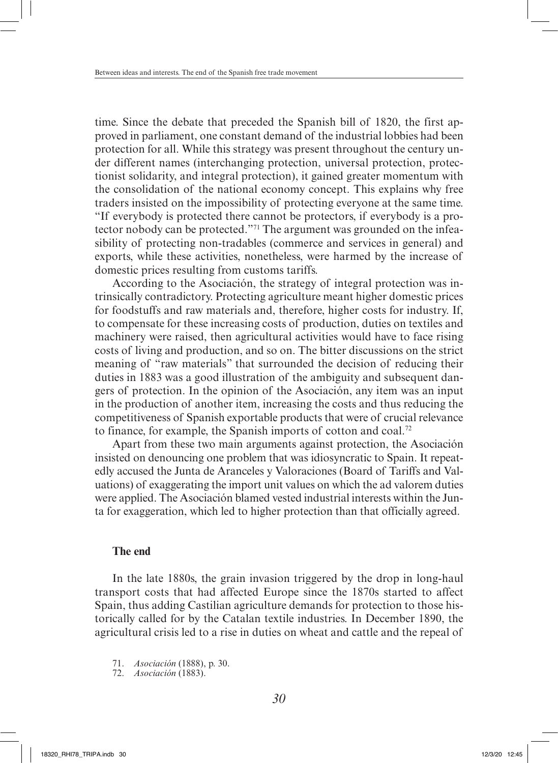time. Since the debate that preceded the Spanish bill of 1820, the first approved in parliament, one constant demand of the industrial lobbies had been protection for all. While this strategy was present throughout the century under different names (interchanging protection, universal protection, protectionist solidarity, and integral protection), it gained greater momentum with the consolidation of the national economy concept. This explains why free traders insisted on the impossibility of protecting everyone at the same time. "If everybody is protected there cannot be protectors, if everybody is a protector nobody can be protected."[71] The argument was grounded on the infeasibility of protecting non-tradables (commerce and services in general) and exports, while these activities, nonetheless, were harmed by the increase of domestic prices resulting from customs tariffs.

According to the Asociación, the strategy of integral protection was intrinsically contradictory. Protecting agriculture meant higher domestic prices for foodstuffs and raw materials and, therefore, higher costs for industry. If, to compensate for these increasing costs of production, duties on textiles and machinery were raised, then agricultural activities would have to face rising costs of living and production, and so on. The bitter discussions on the strict meaning of "raw materials" that surrounded the decision of reducing their duties in 1883 was a good illustration of the ambiguity and subsequent dangers of protection. In the opinion of the Asociación, any item was an input in the production of another item, increasing the costs and thus reducing the competitiveness of Spanish exportable products that were of crucial relevance to finance, for example, the Spanish imports of cotton and coal.[72]

Apart from these two main arguments against protection, the Asociación insisted on denouncing one problem that was idiosyncratic to Spain. It repeatedly accused the Junta de Aranceles y Valoraciones (Board of Tariffs and Valuations) of exaggerating the import unit values on which the ad valorem duties were applied. The Asociación blamed vested industrial interests within the Junta for exaggeration, which led to higher protection than that officially agreed.

## The end

In the late 1880s, the grain invasion triggered by the drop in long-haul transport costs that had affected Europe since the 1870s started to affect Spain, thus adding Castilian agriculture demands for protection to those historically called for by the Catalan textile industries. In December 1890, the agricultural crisis led to a rise in duties on wheat and cattle and the repeal of

71. *Asociación* (1888), p. 30.
72. *Asociación* (1883).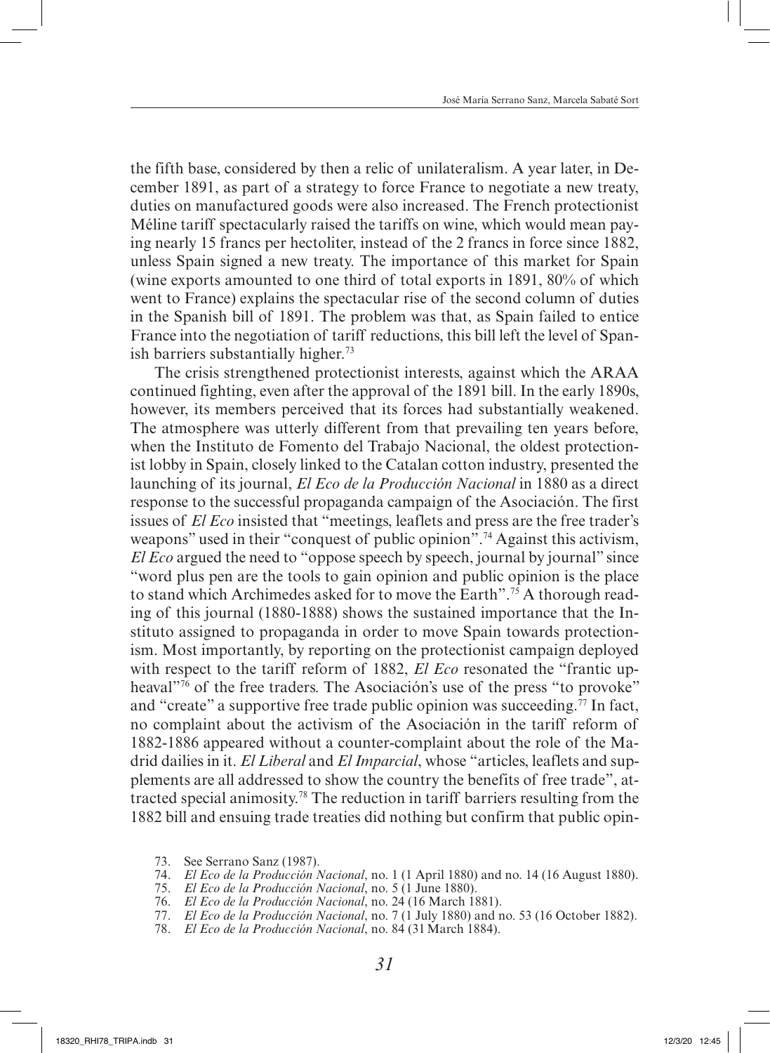the fifth base, considered by then a relic of unilateralism. A year later, in December 1891, as part of a strategy to force France to negotiate a new treaty, duties on manufactured goods were also increased. The French protectionist Méline tariff spectacularly raised the tariffs on wine, which would mean paying nearly 15 francs per hectoliter, instead of the 2 francs in force since 1882, unless Spain signed a new treaty. The importance of this market for Spain (wine exports amounted to one third of total exports in 1891, 80% of which went to France) explains the spectacular rise of the second column of duties in the Spanish bill of 1891. The problem was that, as Spain failed to entice France into the negotiation of tariff reductions, this bill left the level of Spanish barriers substantially higher.[73]

The crisis strengthened protectionist interests, against which the ARAA continued fighting, even after the approval of the 1891 bill. In the early 1890s, however, its members perceived that its forces had substantially weakened. The atmosphere was utterly different from that prevailing ten years before, when the Instituto de Fomento del Trabajo Nacional, the oldest protectionist lobby in Spain, closely linked to the Catalan cotton industry, presented the launching of its journal, *El Eco de la Producción Nacional* in 1880 as a direct response to the successful propaganda campaign of the Asociación. The first issues of *El Eco* insisted that "meetings, leaflets and press are the free trader's weapons" used in their "conquest of public opinion".[74] Against this activism, *El Eco* argued the need to "oppose speech by speech, journal by journal" since "word plus pen are the tools to gain opinion and public opinion is the place to stand which Archimedes asked for to move the Earth".[75] A thorough reading of this journal (1880-1888) shows the sustained importance that the Instituto assigned to propaganda in order to move Spain towards protectionism. Most importantly, by reporting on the protectionist campaign deployed with respect to the tariff reform of 1882, *El Eco* resonated the "frantic upheaval"[76] of the free traders. The Asociación's use of the press "to provoke" and "create" a supportive free trade public opinion was succeeding.[77] In fact, no complaint about the activism of the Asociación in the tariff reform of 1882-1886 appeared without a counter-complaint about the role of the Madrid dailies in it. *El Liberal* and *El Imparcial*, whose "articles, leaflets and supplements are all addressed to show the country the benefits of free trade", attracted special animosity.[78] The reduction in tariff barriers resulting from the 1882 bill and ensuing trade treaties did nothing but confirm that public opin-

73. See Serrano Sanz (1987).
74. *El Eco de la Producción Nacional*, no. 1 (1 April 1880) and no. 14 (16 August 1880).
75. *El Eco de la Producción Nacional*, no. 5 (1 June 1880).
76. *El Eco de la Producción Nacional*, no. 24 (16 March 1881).
77. *El Eco de la Producción Nacional*, no. 7 (1 July 1880) and no. 53 (16 October 1882).
78. *El Eco de la Producción Nacional*, no. 84 (31 March 1884).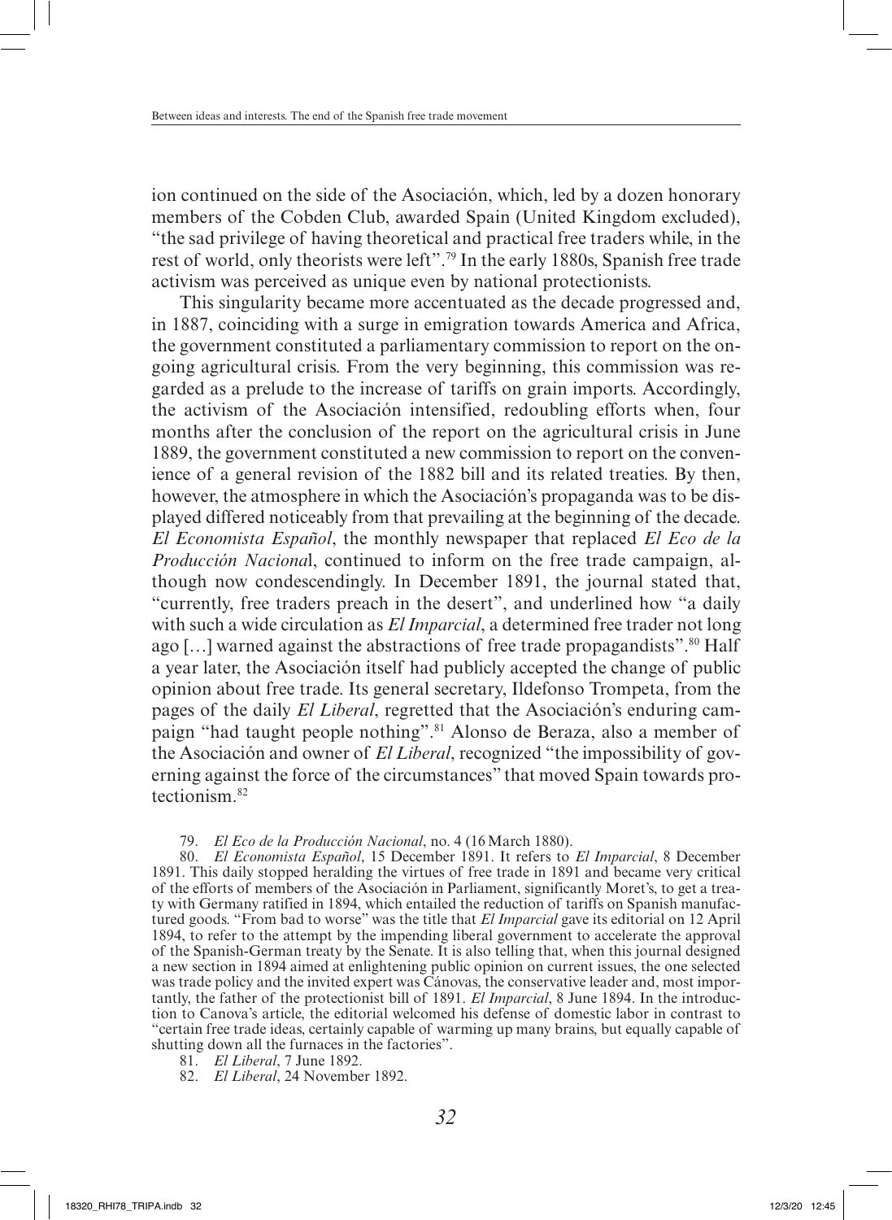ion continued on the side of the Asociación, which, led by a dozen honorary members of the Cobden Club, awarded Spain (United Kingdom excluded), "the sad privilege of having theoretical and practical free traders while, in the rest of world, only theorists were left".[79] In the early 1880s, Spanish free trade activism was perceived as unique even by national protectionists.

This singularity became more accentuated as the decade progressed and, in 1887, coinciding with a surge in emigration towards America and Africa, the government constituted a parliamentary commission to report on the ongoing agricultural crisis. From the very beginning, this commission was regarded as a prelude to the increase of tariffs on grain imports. Accordingly, the activism of the Asociación intensified, redoubling efforts when, four months after the conclusion of the report on the agricultural crisis in June 1889, the government constituted a new commission to report on the convenience of a general revision of the 1882 bill and its related treaties. By then, however, the atmosphere in which the Asociación's propaganda was to be displayed differed noticeably from that prevailing at the beginning of the decade. *El Economista Español*, the monthly newspaper that replaced *El Eco de la Producción Naciona*l, continued to inform on the free trade campaign, although now condescendingly. In December 1891, the journal stated that, "currently, free traders preach in the desert", and underlined how "a daily with such a wide circulation as *El Imparcial*, a determined free trader not long ago […] warned against the abstractions of free trade propagandists".[80] Half a year later, the Asociación itself had publicly accepted the change of public opinion about free trade. Its general secretary, Ildefonso Trompeta, from the pages of the daily *El Liberal*, regretted that the Asociación's enduring campaign "had taught people nothing".[81] Alonso de Beraza, also a member of the Asociación and owner of *El Liberal*, recognized "the impossibility of governing against the force of the circumstances" that moved Spain towards protectionism.[82]

79. *El Eco de la Producción Nacional*, no. 4 (16 March 1880).

80. *El Economista Español*, 15 December 1891. It refers to *El Imparcial*, 8 December 1891. This daily stopped heralding the virtues of free trade in 1891 and became very critical of the efforts of members of the Asociación in Parliament, significantly Moret's, to get a treaty with Germany ratified in 1894, which entailed the reduction of tariffs on Spanish manufactured goods. "From bad to worse" was the title that *El Imparcial* gave its editorial on 12 April 1894, to refer to the attempt by the impending liberal government to accelerate the approval of the Spanish-German treaty by the Senate. It is also telling that, when this journal designed a new section in 1894 aimed at enlightening public opinion on current issues, the one selected was trade policy and the invited expert was Cánovas, the conservative leader and, most importantly, the father of the protectionist bill of 1891. *El Imparcial*, 8 June 1894. In the introduction to Canova's article, the editorial welcomed his defense of domestic labor in contrast to "certain free trade ideas, certainly capable of warming up many brains, but equally capable of shutting down all the furnaces in the factories".

81. *El Liberal*, 7 June 1892.

82. *El Liberal*, 24 November 1892.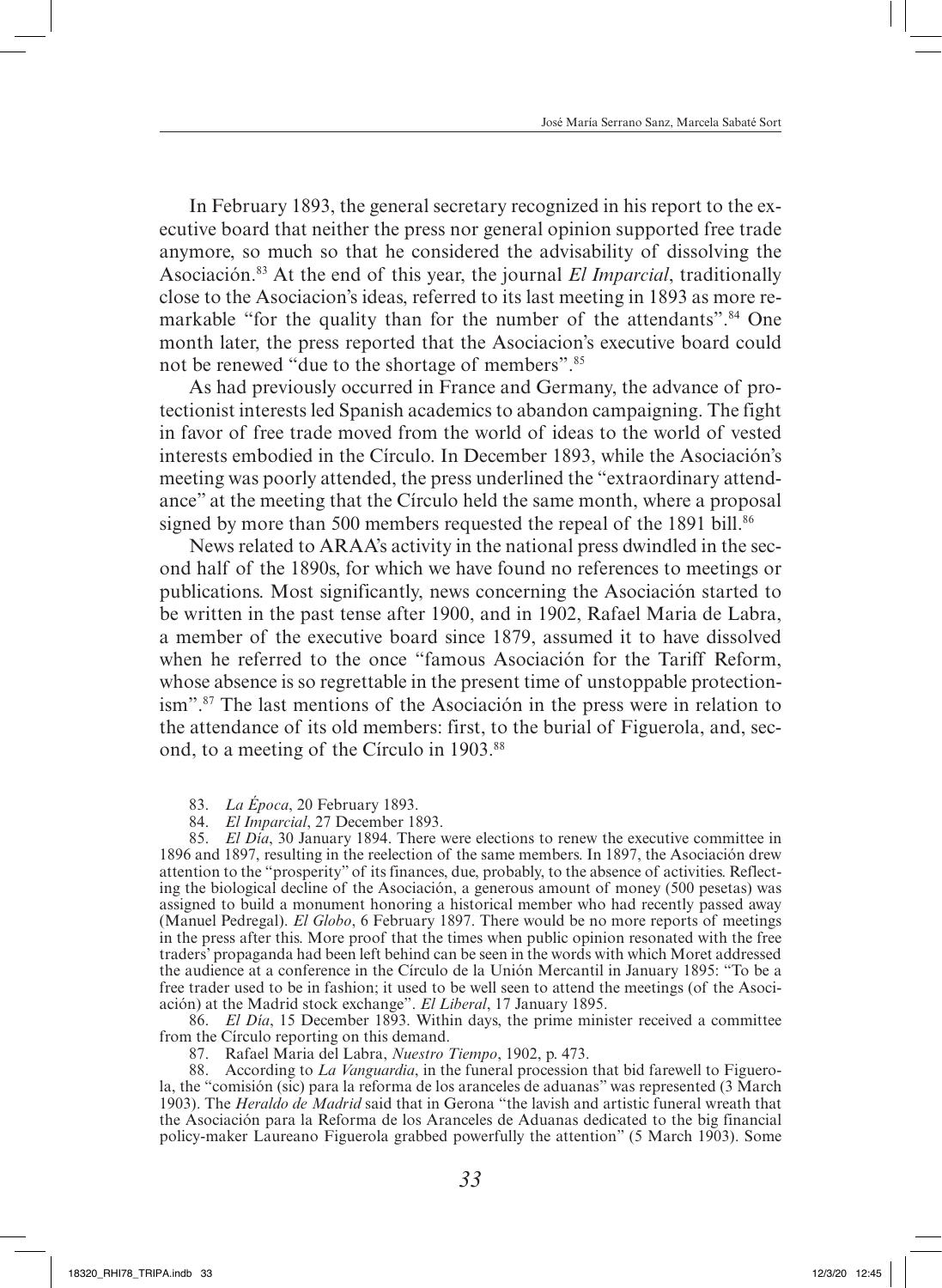In February 1893, the general secretary recognized in his report to the executive board that neither the press nor general opinion supported free trade anymore, so much so that he considered the advisability of dissolving the Asociación.[83] At the end of this year, the journal *El Imparcial*, traditionally close to the Asociacion's ideas, referred to its last meeting in 1893 as more remarkable "for the quality than for the number of the attendants".[84] One month later, the press reported that the Asociacion's executive board could not be renewed "due to the shortage of members".[85]

As had previously occurred in France and Germany, the advance of protectionist interests led Spanish academics to abandon campaigning. The fight in favor of free trade moved from the world of ideas to the world of vested interests embodied in the Círculo. In December 1893, while the Asociación's meeting was poorly attended, the press underlined the "extraordinary attendance" at the meeting that the Círculo held the same month, where a proposal signed by more than 500 members requested the repeal of the 1891 bill.[86]

News related to ARAA's activity in the national press dwindled in the second half of the 1890s, for which we have found no references to meetings or publications. Most significantly, news concerning the Asociación started to be written in the past tense after 1900, and in 1902, Rafael Maria de Labra, a member of the executive board since 1879, assumed it to have dissolved when he referred to the once "famous Asociación for the Tariff Reform, whose absence is so regrettable in the present time of unstoppable protectionism".[87] The last mentions of the Asociación in the press were in relation to the attendance of its old members: first, to the burial of Figuerola, and, second, to a meeting of the Círculo in 1903.[88]

83. *La Época*, 20 February 1893.

84. *El Imparcial*, 27 December 1893.

85. *El Día*, 30 January 1894. There were elections to renew the executive committee in 1896 and 1897, resulting in the reelection of the same members. In 1897, the Asociación drew attention to the "prosperity" of its finances, due, probably, to the absence of activities. Reflecting the biological decline of the Asociación, a generous amount of money (500 pesetas) was assigned to build a monument honoring a historical member who had recently passed away (Manuel Pedregal). *El Globo*, 6 February 1897. There would be no more reports of meetings in the press after this. More proof that the times when public opinion resonated with the free traders' propaganda had been left behind can be seen in the words with which Moret addressed the audience at a conference in the Círculo de la Unión Mercantil in January 1895: "To be a free trader used to be in fashion; it used to be well seen to attend the meetings (of the Asociación) at the Madrid stock exchange". *El Liberal*, 17 January 1895.

86. *El Día*, 15 December 1893. Within days, the prime minister received a committee from the Círculo reporting on this demand.

87. Rafael Maria del Labra, *Nuestro Tiempo*, 1902, p. 473.

88. According to *La Vanguardia*, in the funeral procession that bid farewell to Figuerola, the "comisión (sic) para la reforma de los aranceles de aduanas" was represented (3 March 1903). The *Heraldo de Madrid* said that in Gerona "the lavish and artistic funeral wreath that the Asociación para la Reforma de los Aranceles de Aduanas dedicated to the big financial policy-maker Laureano Figuerola grabbed powerfully the attention" (5 March 1903). Some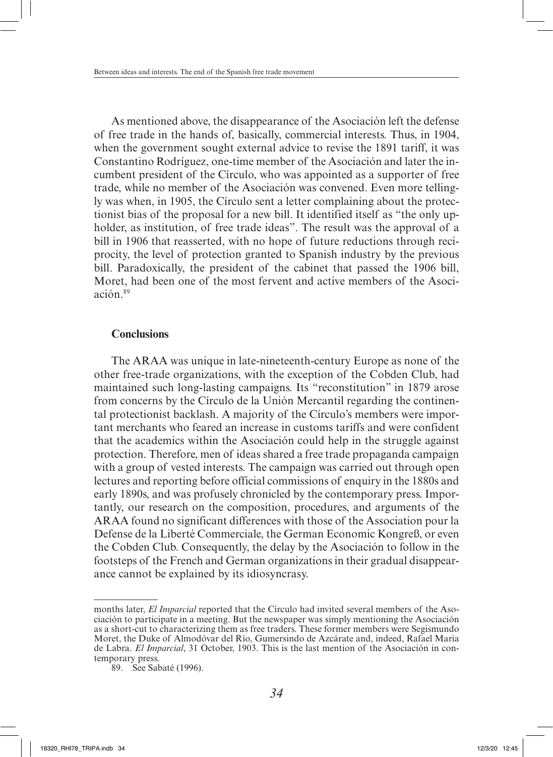As mentioned above, the disappearance of the Asociación left the defense of free trade in the hands of, basically, commercial interests. Thus, in 1904, when the government sought external advice to revise the 1891 tariff, it was Constantino Rodríguez, one-time member of the Asociación and later the incumbent president of the Círculo, who was appointed as a supporter of free trade, while no member of the Asociación was convened. Even more tellingly was when, in 1905, the Círculo sent a letter complaining about the protectionist bias of the proposal for a new bill. It identified itself as "the only upholder, as institution, of free trade ideas". The result was the approval of a bill in 1906 that reasserted, with no hope of future reductions through reciprocity, the level of protection granted to Spanish industry by the previous bill. Paradoxically, the president of the cabinet that passed the 1906 bill, Moret, had been one of the most fervent and active members of the Asociación.[89]

## Conclusions

The ARAA was unique in late-nineteenth-century Europe as none of the other free-trade organizations, with the exception of the Cobden Club, had maintained such long-lasting campaigns. Its "reconstitution" in 1879 arose from concerns by the Círculo de la Unión Mercantil regarding the continental protectionist backlash. A majority of the Círculo's members were important merchants who feared an increase in customs tariffs and were confident that the academics within the Asociación could help in the struggle against protection. Therefore, men of ideas shared a free trade propaganda campaign with a group of vested interests. The campaign was carried out through open lectures and reporting before official commissions of enquiry in the 1880s and early 1890s, and was profusely chronicled by the contemporary press. Importantly, our research on the composition, procedures, and arguments of the ARAA found no significant differences with those of the Association pour la Defense de la Liberté Commerciale, the German Economic Kongreß, or even the Cobden Club. Consequently, the delay by the Asociación to follow in the footsteps of the French and German organizations in their gradual disappearance cannot be explained by its idiosyncrasy.

---

months later, *El Imparcial* reported that the Círculo had invited several members of the Asociación to participate in a meeting. But the newspaper was simply mentioning the Asociación as a short-cut to characterizing them as free traders. These former members were Segismundo Moret, the Duke of Almodóvar del Río, Gumersindo de Azcárate and, indeed, Rafael Maria de Labra. *El Imparcial*, 31 October, 1903. This is the last mention of the Asociación in contemporary press.

89. See Sabaté (1996).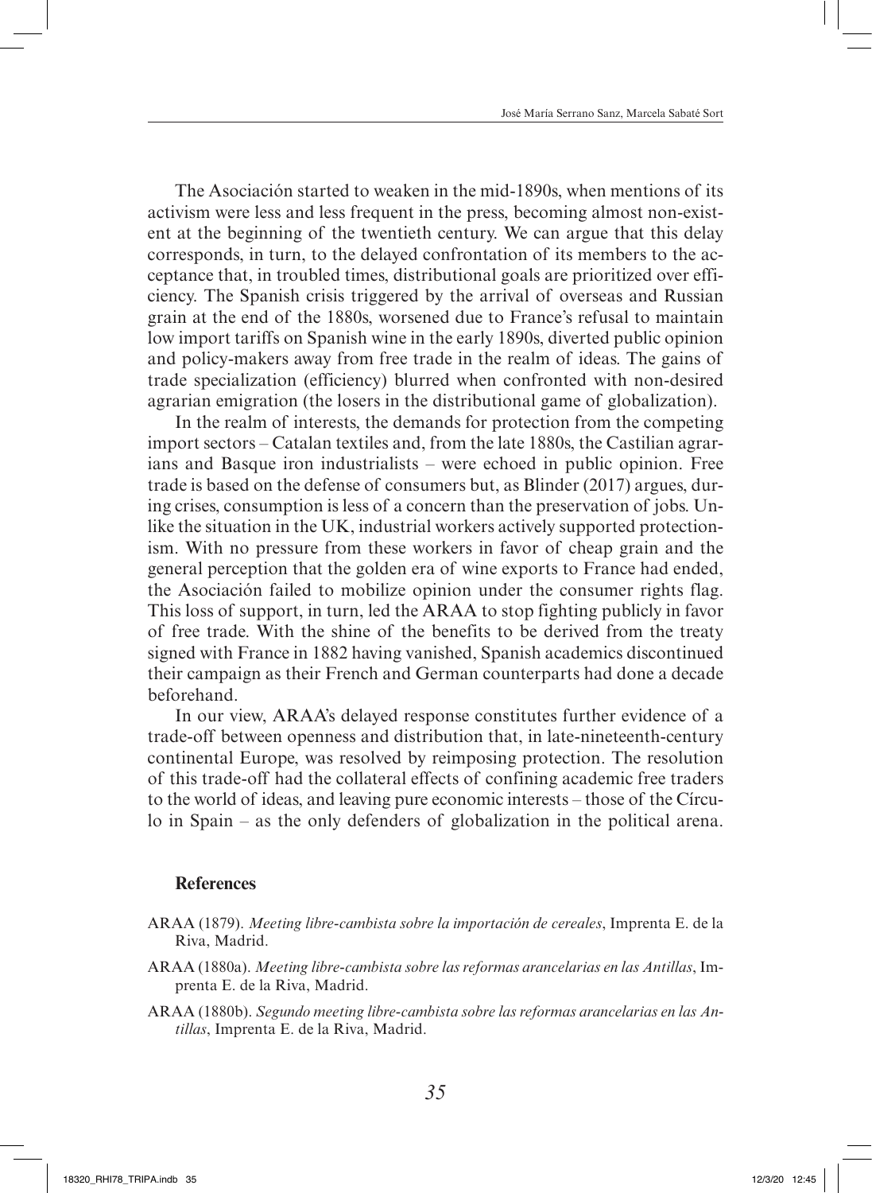The Asociación started to weaken in the mid-1890s, when mentions of its activism were less and less frequent in the press, becoming almost non-existent at the beginning of the twentieth century. We can argue that this delay corresponds, in turn, to the delayed confrontation of its members to the acceptance that, in troubled times, distributional goals are prioritized over efficiency. The Spanish crisis triggered by the arrival of overseas and Russian grain at the end of the 1880s, worsened due to France's refusal to maintain low import tariffs on Spanish wine in the early 1890s, diverted public opinion and policy-makers away from free trade in the realm of ideas. The gains of trade specialization (efficiency) blurred when confronted with non-desired agrarian emigration (the losers in the distributional game of globalization).

In the realm of interests, the demands for protection from the competing import sectors – Catalan textiles and, from the late 1880s, the Castilian agrarians and Basque iron industrialists – were echoed in public opinion. Free trade is based on the defense of consumers but, as Blinder (2017) argues, during crises, consumption is less of a concern than the preservation of jobs. Unlike the situation in the UK, industrial workers actively supported protectionism. With no pressure from these workers in favor of cheap grain and the general perception that the golden era of wine exports to France had ended, the Asociación failed to mobilize opinion under the consumer rights flag. This loss of support, in turn, led the ARAA to stop fighting publicly in favor of free trade. With the shine of the benefits to be derived from the treaty signed with France in 1882 having vanished, Spanish academics discontinued their campaign as their French and German counterparts had done a decade beforehand.

In our view, ARAA's delayed response constitutes further evidence of a trade-off between openness and distribution that, in late-nineteenth-century continental Europe, was resolved by reimposing protection. The resolution of this trade-off had the collateral effects of confining academic free traders to the world of ideas, and leaving pure economic interests – those of the Círculo in Spain – as the only defenders of globalization in the political arena.

## References

ARAA (1879). *Meeting libre-cambista sobre la importación de cereales*, Imprenta E. de la Riva, Madrid.

ARAA (1880a). *Meeting libre-cambista sobre las reformas arancelarias en las Antillas*, Imprenta E. de la Riva, Madrid.

ARAA (1880b). *Segundo meeting libre-cambista sobre las reformas arancelarias en las Antillas*, Imprenta E. de la Riva, Madrid.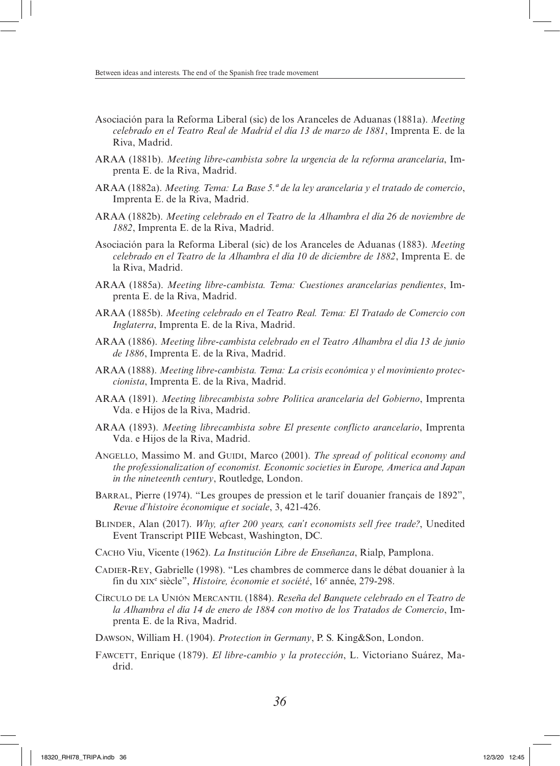Asociación para la Reforma Liberal (sic) de los Aranceles de Aduanas (1881a). *Meeting celebrado en el Teatro Real de Madrid el día 13 de marzo de 1881*, Imprenta E. de la Riva, Madrid.

ARAA (1881b). *Meeting libre-cambista sobre la urgencia de la reforma arancelaria*, Imprenta E. de la Riva, Madrid.

ARAA (1882a). *Meeting. Tema: La Base 5.ª de la ley arancelaria y el tratado de comercio*, Imprenta E. de la Riva, Madrid.

ARAA (1882b). *Meeting celebrado en el Teatro de la Alhambra el día 26 de noviembre de 1882*, Imprenta E. de la Riva, Madrid.

Asociación para la Reforma Liberal (sic) de los Aranceles de Aduanas (1883). *Meeting celebrado en el Teatro de la Alhambra el día 10 de diciembre de 1882*, Imprenta E. de la Riva, Madrid.

ARAA (1885a). *Meeting libre-cambista. Tema: Cuestiones arancelarias pendientes*, Imprenta E. de la Riva, Madrid.

ARAA (1885b). *Meeting celebrado en el Teatro Real. Tema: El Tratado de Comercio con Inglaterra*, Imprenta E. de la Riva, Madrid.

ARAA (1886). *Meeting libre-cambista celebrado en el Teatro Alhambra el día 13 de junio de 1886*, Imprenta E. de la Riva, Madrid.

ARAA (1888). *Meeting libre-cambista. Tema: La crisis económica y el movimiento proteccionista*, Imprenta E. de la Riva, Madrid.

ARAA (1891). *Meeting librecambista sobre Política arancelaria del Gobierno*, Imprenta Vda. e Hijos de la Riva, Madrid.

ARAA (1893). *Meeting librecambista sobre El presente conflicto arancelario*, Imprenta Vda. e Hijos de la Riva, Madrid.

Angello, Massimo M. and Guidi, Marco (2001). *The spread of political economy and the professionalization of economist. Economic societies in Europe, America and Japan in the nineteenth century*, Routledge, London.

Barral, Pierre (1974). "Les groupes de pression et le tarif douanier français de 1892", *Revue d'histoire économique et sociale*, 3, 421-426.

Blinder, Alan (2017). *Why, after 200 years, can't economists sell free trade?*, Unedited Event Transcript PIIE Webcast, Washington, DC.

Cacho Viu, Vicente (1962). *La Institución Libre de Enseñanza*, Rialp, Pamplona.

Cadier-Rey, Gabrielle (1998). "Les chambres de commerce dans le débat douanier à la fin du XIXe siècle", *Histoire, économie et société*, 16e année, 279-298.

Círculo de la Unión Mercantil (1884). *Reseña del Banquete celebrado en el Teatro de la Alhambra el día 14 de enero de 1884 con motivo de los Tratados de Comercio*, Imprenta E. de la Riva, Madrid.

Dawson, William H. (1904). *Protection in Germany*, P. S. King&Son, London.

Fawcett, Enrique (1879). *El libre-cambio y la protección*, L. Victoriano Suárez, Madrid.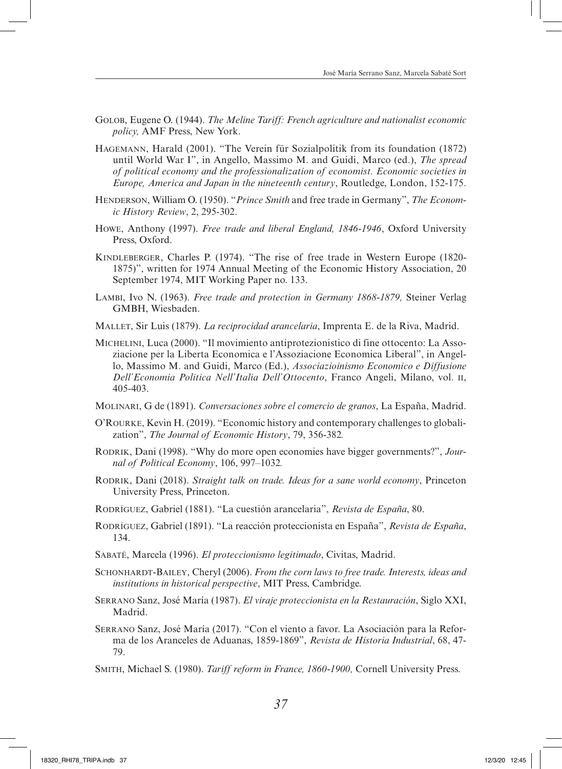Golob, Eugene O. (1944). *The Meline Tariff: French agriculture and nationalist economic policy,* AMF Press, New York.

Hagemann, Harald (2001). "The Verein für Sozialpolitik from its foundation (1872) until World War I", in Angello, Massimo M. and Guidi, Marco (ed.), *The spread of political economy and the professionalization of economist. Economic societies in Europe, America and Japan in the nineteenth century*, Routledge, London, 152-175.

Henderson, William O. (1950). "*Prince Smith* and free trade in Germany", *The Economic History Review*, 2, 295-302.

Howe, Anthony (1997). *Free trade and liberal England, 1846-1946*, Oxford University Press, Oxford.

Kindleberger, Charles P. (1974). "The rise of free trade in Western Europe (1820-1875)", written for 1974 Annual Meeting of the Economic History Association, 20 September 1974, MIT Working Paper no. 133.

Lambi, Ivo N. (1963). *Free trade and protection in Germany 1868-1879,* Steiner Verlag GMBH, Wiesbaden.

Mallet, Sir Luis (1879). *La reciprocidad arancelaria*, Imprenta E. de la Riva, Madrid.

Michelini, Luca (2000). "Il movimiento antiprotezionistico di fine ottocento: La Assoziacione per la Liberta Economica e l'Assoziacione Economica Liberal", in Angello, Massimo M. and Guidi, Marco (Ed.), *Associazioinismo Economico e Diffusione Dell'Economia Politica Nell'Italia Dell'Ottocento*, Franco Angeli, Milano, vol. ii, 405-403.

Molinari, G de (1891). *Conversaciones sobre el comercio de granos*, La España, Madrid.

O'Rourke, Kevin H. (2019). "Economic history and contemporary challenges to globalization", *The Journal of Economic History*, 79, 356-382*.*

Rodrik, Dani (1998). "Why do more open economies have bigger governments?", *Journal of Political Economy*, 106, 997–1032*.*

Rodrik, Dani (2018). *Straight talk on trade. Ideas for a sane world economy*, Princeton University Press, Princeton.

Rodríguez, Gabriel (1881). "La cuestión arancelaria", *Revista de España*, 80.

Rodríguez, Gabriel (1891). "La reacción proteccionista en España", *Revista de España*, 134.

Sabaté, Marcela (1996). *El proteccionismo legitimado*, Civitas, Madrid.

Schonhardt-Bailey, Cheryl (2006). *From the corn laws to free trade. Interests, ideas and institutions in historical perspective*, MIT Press, Cambridge.

Serrano Sanz, José María (1987). *El viraje proteccionista en la Restauración*, Siglo XXI, Madrid.

Serrano Sanz, José María (2017). "Con el viento a favor. La Asociación para la Reforma de los Aranceles de Aduanas, 1859-1869", *Revista de Historia Industrial*, 68, 47-79.

Smith, Michael S. (1980). *Tariff reform in France, 1860-1900,* Cornell University Press.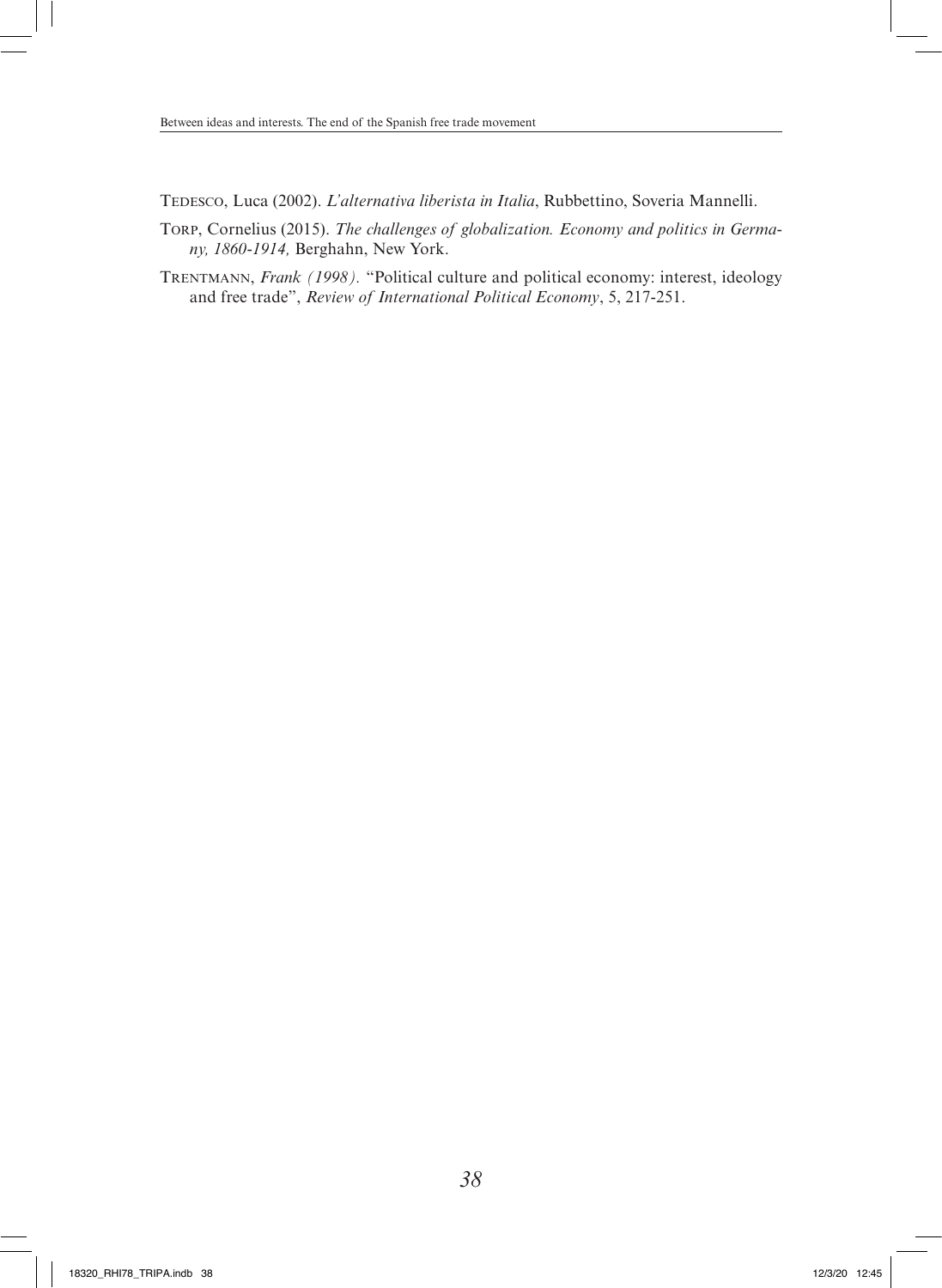Tedesco, Luca (2002). *L'alternativa liberista in Italia*, Rubbettino, Soveria Mannelli.

Torp, Cornelius (2015). *The challenges of globalization. Economy and politics in Germany, 1860-1914,* Berghahn, New York.

Trentmann, *Frank (1998).* "Political culture and political economy: interest, ideology and free trade", *Review of International Political Economy*, 5, 217-251.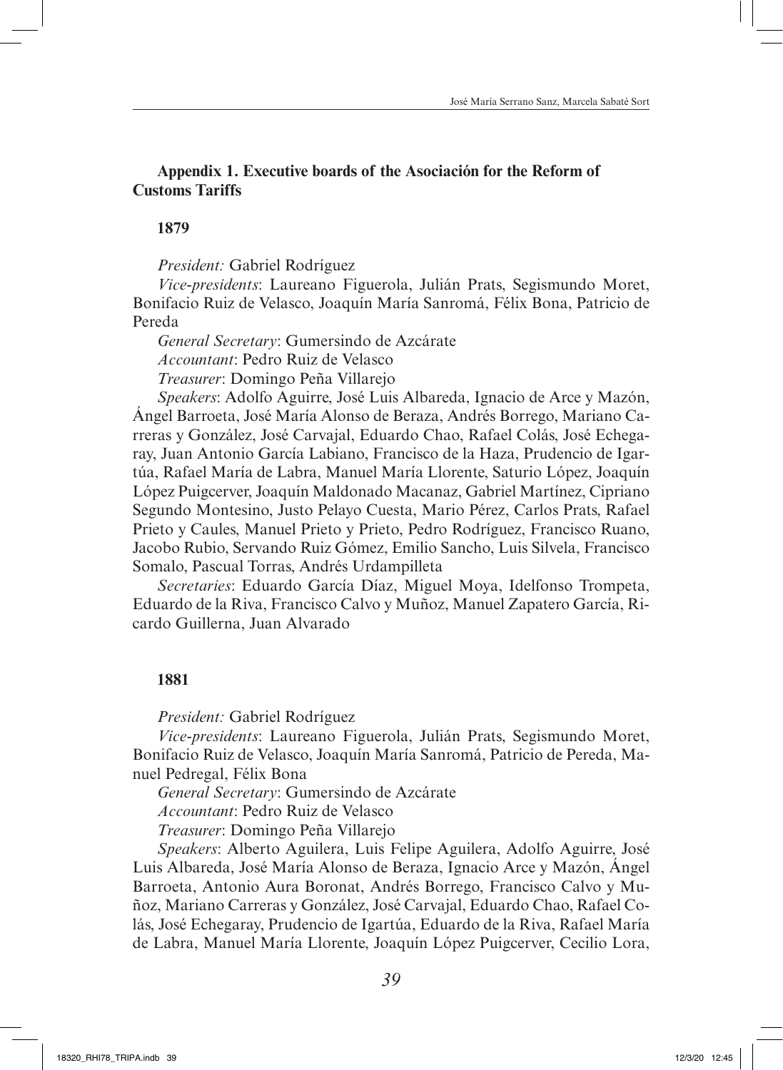## Appendix 1. Executive boards of the Asociación for the Reform of Customs Tariffs

### 1879

*President:* Gabriel Rodríguez

*Vice-presidents*: Laureano Figuerola, Julián Prats, Segismundo Moret, Bonifacio Ruiz de Velasco, Joaquín María Sanromá, Félix Bona, Patricio de Pereda

*General Secretary*: Gumersindo de Azcárate

*Accountant*: Pedro Ruiz de Velasco

*Treasurer*: Domingo Peña Villarejo

*Speakers*: Adolfo Aguirre, José Luis Albareda, Ignacio de Arce y Mazón, Ángel Barroeta, José María Alonso de Beraza, Andrés Borrego, Mariano Carreras y González, José Carvajal, Eduardo Chao, Rafael Colás, José Echegaray, Juan Antonio García Labiano, Francisco de la Haza, Prudencio de Igartúa, Rafael María de Labra, Manuel María Llorente, Saturio López, Joaquín López Puigcerver, Joaquín Maldonado Macanaz, Gabriel Martínez, Cipriano Segundo Montesino, Justo Pelayo Cuesta, Mario Pérez, Carlos Prats, Rafael Prieto y Caules, Manuel Prieto y Prieto, Pedro Rodríguez, Francisco Ruano, Jacobo Rubio, Servando Ruiz Gómez, Emilio Sancho, Luis Silvela, Francisco Somalo, Pascual Torras, Andrés Urdampilleta

*Secretaries*: Eduardo García Díaz, Miguel Moya, Idelfonso Trompeta, Eduardo de la Riva, Francisco Calvo y Muñoz, Manuel Zapatero García, Ricardo Guillerna, Juan Alvarado

### 1881

*President:* Gabriel Rodríguez

*Vice-presidents*: Laureano Figuerola, Julián Prats, Segismundo Moret, Bonifacio Ruiz de Velasco, Joaquín María Sanromá, Patricio de Pereda, Manuel Pedregal, Félix Bona

*General Secretary*: Gumersindo de Azcárate

*Accountant*: Pedro Ruiz de Velasco

*Treasurer*: Domingo Peña Villarejo

*Speakers*: Alberto Aguilera, Luis Felipe Aguilera, Adolfo Aguirre, José Luis Albareda, José María Alonso de Beraza, Ignacio Arce y Mazón, Ángel Barroeta, Antonio Aura Boronat, Andrés Borrego, Francisco Calvo y Muñoz, Mariano Carreras y González, José Carvajal, Eduardo Chao, Rafael Colás, José Echegaray, Prudencio de Igartúa, Eduardo de la Riva, Rafael María de Labra, Manuel María Llorente, Joaquín López Puigcerver, Cecilio Lora,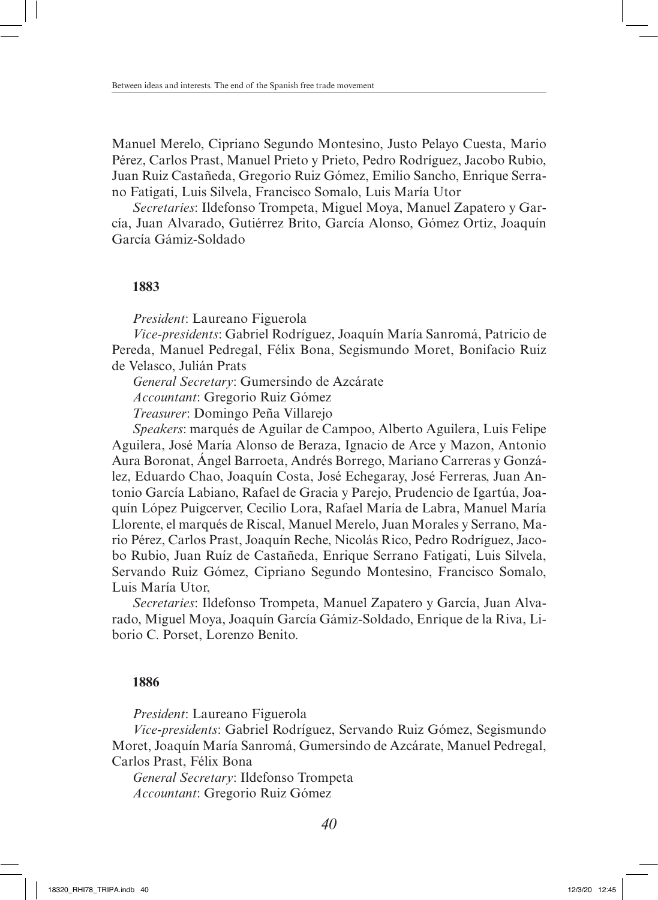Manuel Merelo, Cipriano Segundo Montesino, Justo Pelayo Cuesta, Mario Pérez, Carlos Prast, Manuel Prieto y Prieto, Pedro Rodríguez, Jacobo Rubio, Juan Ruiz Castañeda, Gregorio Ruiz Gómez, Emilio Sancho, Enrique Serrano Fatigati, Luis Silvela, Francisco Somalo, Luis María Utor

*Secretaries*: Ildefonso Trompeta, Miguel Moya, Manuel Zapatero y García, Juan Alvarado, Gutiérrez Brito, García Alonso, Gómez Ortiz, Joaquín García Gámiz-Soldado

**1883**

*President*: Laureano Figuerola

*Vice-presidents*: Gabriel Rodríguez, Joaquín María Sanromá, Patricio de Pereda, Manuel Pedregal, Félix Bona, Segismundo Moret, Bonifacio Ruiz de Velasco, Julián Prats

*General Secretary*: Gumersindo de Azcárate

*Accountant*: Gregorio Ruiz Gómez

*Treasurer*: Domingo Peña Villarejo

*Speakers*: marqués de Aguilar de Campoo, Alberto Aguilera, Luis Felipe Aguilera, José María Alonso de Beraza, Ignacio de Arce y Mazon, Antonio Aura Boronat, Ángel Barroeta, Andrés Borrego, Mariano Carreras y González, Eduardo Chao, Joaquín Costa, José Echegaray, José Ferreras, Juan Antonio García Labiano, Rafael de Gracia y Parejo, Prudencio de Igartúa, Joaquín López Puigcerver, Cecilio Lora, Rafael María de Labra, Manuel María Llorente, el marqués de Riscal, Manuel Merelo, Juan Morales y Serrano, Mario Pérez, Carlos Prast, Joaquín Reche, Nicolás Rico, Pedro Rodríguez, Jacobo Rubio, Juan Ruíz de Castañeda, Enrique Serrano Fatigati, Luis Silvela, Servando Ruiz Gómez, Cipriano Segundo Montesino, Francisco Somalo, Luis María Utor,

*Secretaries*: Ildefonso Trompeta, Manuel Zapatero y García, Juan Alvarado, Miguel Moya, Joaquín García Gámiz-Soldado, Enrique de la Riva, Liborio C. Porset, Lorenzo Benito.

**1886**

*President*: Laureano Figuerola

*Vice-presidents*: Gabriel Rodríguez, Servando Ruiz Gómez, Segismundo Moret, Joaquín María Sanromá, Gumersindo de Azcárate, Manuel Pedregal, Carlos Prast, Félix Bona

*General Secretary*: Ildefonso Trompeta

*Accountant*: Gregorio Ruiz Gómez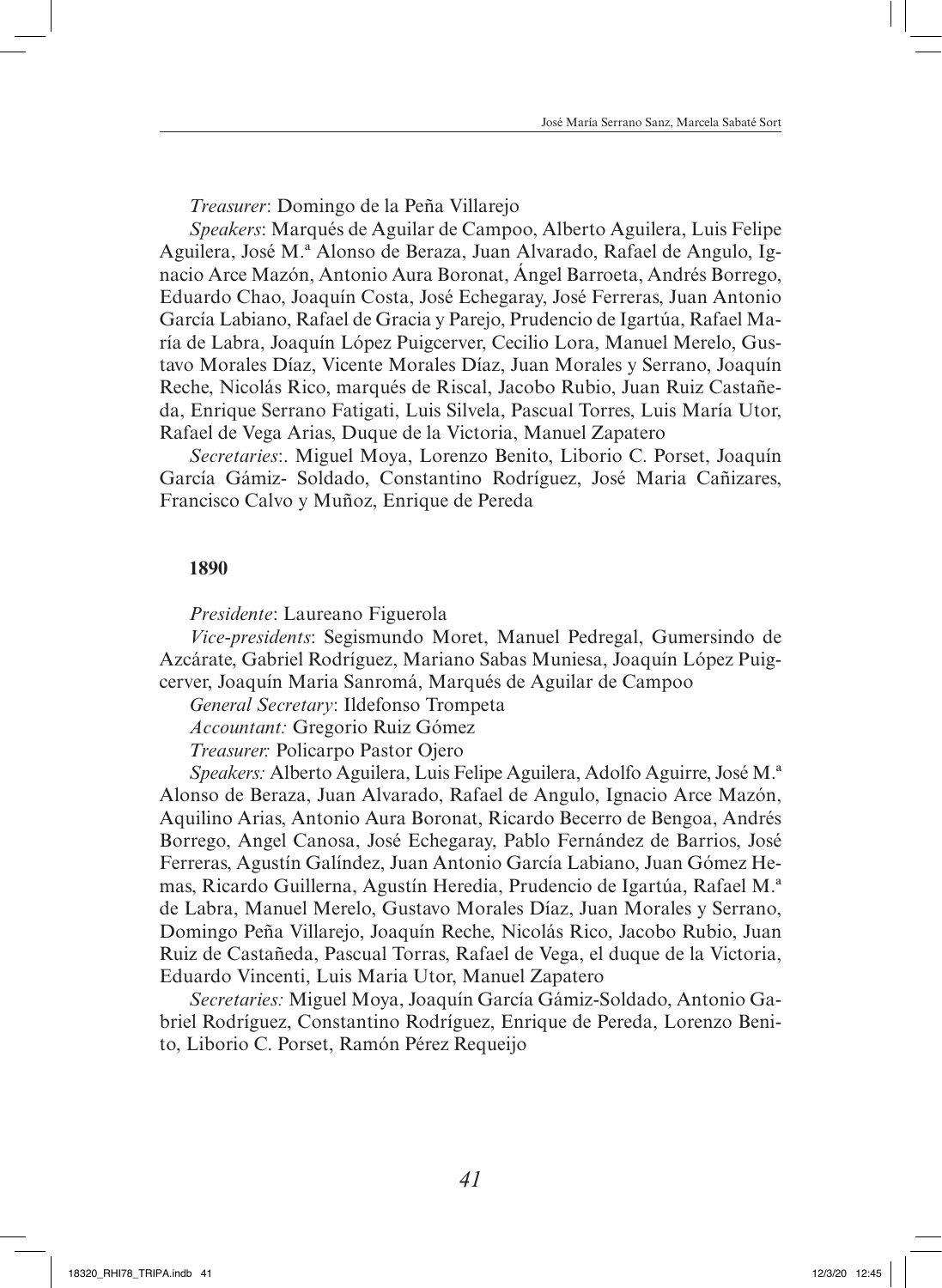*Treasurer*: Domingo de la Peña Villarejo

*Speakers*: Marqués de Aguilar de Campoo, Alberto Aguilera, Luis Felipe Aguilera, José M.ª Alonso de Beraza, Juan Alvarado, Rafael de Angulo, Ignacio Arce Mazón, Antonio Aura Boronat, Ángel Barroeta, Andrés Borrego, Eduardo Chao, Joaquín Costa, José Echegaray, José Ferreras, Juan Antonio García Labiano, Rafael de Gracia y Parejo, Prudencio de Igartúa, Rafael María de Labra, Joaquín López Puigcerver, Cecilio Lora, Manuel Merelo, Gustavo Morales Díaz, Vicente Morales Díaz, Juan Morales y Serrano, Joaquín Reche, Nicolás Rico, marqués de Riscal, Jacobo Rubio, Juan Ruiz Castañeda, Enrique Serrano Fatigati, Luis Silvela, Pascual Torres, Luis María Utor, Rafael de Vega Arias, Duque de la Victoria, Manuel Zapatero

*Secretaries*:. Miguel Moya, Lorenzo Benito, Liborio C. Porset, Joaquín García Gámiz- Soldado, Constantino Rodríguez, José Maria Cañizares, Francisco Calvo y Muñoz, Enrique de Pereda

**1890**

*Presidente*: Laureano Figuerola

*Vice-presidents*: Segismundo Moret, Manuel Pedregal, Gumersindo de Azcárate, Gabriel Rodríguez, Mariano Sabas Muniesa, Joaquín López Puigcerver, Joaquín Maria Sanromá, Marqués de Aguilar de Campoo

*General Secretary*: Ildefonso Trompeta

*Accountant:* Gregorio Ruiz Gómez

*Treasurer:* Policarpo Pastor Ojero

*Speakers:* Alberto Aguilera, Luis Felipe Aguilera, Adolfo Aguirre, José M.ª Alonso de Beraza, Juan Alvarado, Rafael de Angulo, Ignacio Arce Mazón, Aquilino Arias, Antonio Aura Boronat, Ricardo Becerro de Bengoa, Andrés Borrego, Angel Canosa, José Echegaray, Pablo Fernández de Barrios, José Ferreras, Agustín Galíndez, Juan Antonio García Labiano, Juan Gómez Hemas, Ricardo Guillerna, Agustín Heredia, Prudencio de Igartúa, Rafael M.ª de Labra, Manuel Merelo, Gustavo Morales Díaz, Juan Morales y Serrano, Domingo Peña Villarejo, Joaquín Reche, Nicolás Rico, Jacobo Rubio, Juan Ruiz de Castañeda, Pascual Torras, Rafael de Vega, el duque de la Victoria, Eduardo Vincenti, Luis Maria Utor, Manuel Zapatero

*Secretaries:* Miguel Moya, Joaquín García Gámiz-Soldado, Antonio Gabriel Rodríguez, Constantino Rodríguez, Enrique de Pereda, Lorenzo Benito, Liborio C. Porset, Ramón Pérez Requeijo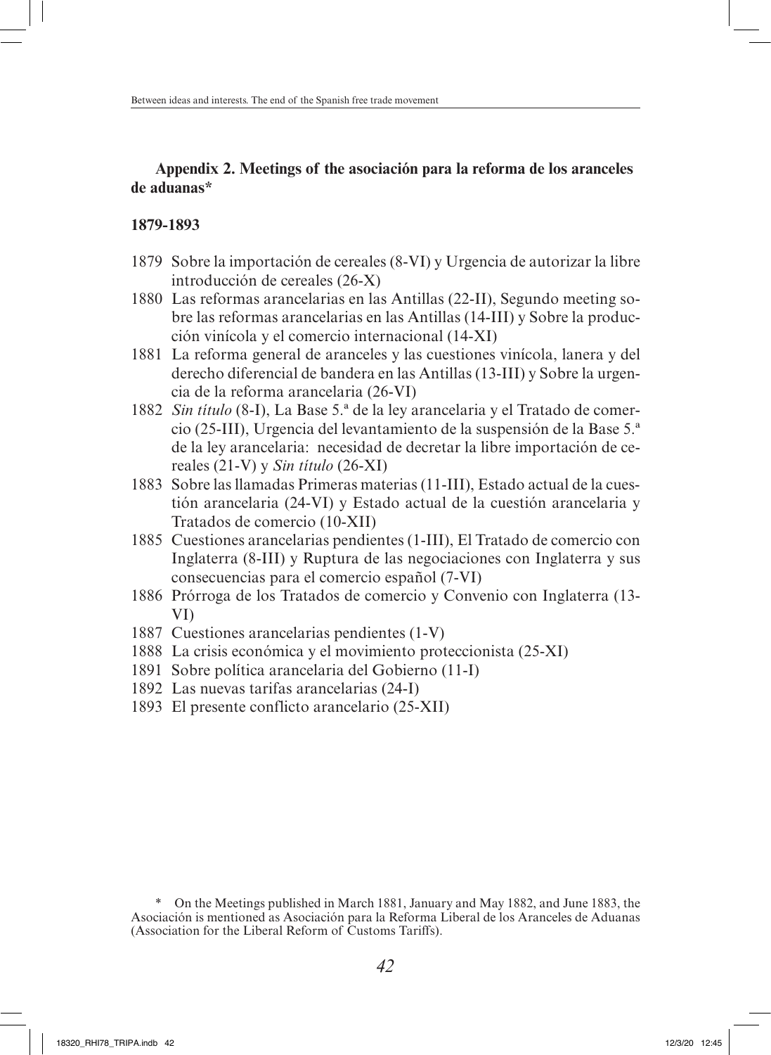## Appendix 2. Meetings of the asociación para la reforma de los aranceles de aduanas*

### 1879-1893

- 1879 Sobre la importación de cereales (8-VI) y Urgencia de autorizar la libre introducción de cereales (26-X)
- 1880 Las reformas arancelarias en las Antillas (22-II), Segundo meeting sobre las reformas arancelarias en las Antillas (14-III) y Sobre la producción vinícola y el comercio internacional (14-XI)
- 1881 La reforma general de aranceles y las cuestiones vinícola, lanera y del derecho diferencial de bandera en las Antillas (13-III) y Sobre la urgencia de la reforma arancelaria (26-VI)
- 1882 *Sin título* (8-I), La Base 5.ª de la ley arancelaria y el Tratado de comercio (25-III), Urgencia del levantamiento de la suspensión de la Base 5.ª de la ley arancelaria: necesidad de decretar la libre importación de cereales (21-V) y *Sin título* (26-XI)
- 1883 Sobre las llamadas Primeras materias (11-III), Estado actual de la cuestión arancelaria (24-VI) y Estado actual de la cuestión arancelaria y Tratados de comercio (10-XII)
- 1885 Cuestiones arancelarias pendientes (1-III), El Tratado de comercio con Inglaterra (8-III) y Ruptura de las negociaciones con Inglaterra y sus consecuencias para el comercio español (7-VI)
- 1886 Prórroga de los Tratados de comercio y Convenio con Inglaterra (13-VI)
- 1887 Cuestiones arancelarias pendientes (1-V)
- 1888 La crisis económica y el movimiento proteccionista (25-XI)
- 1891 Sobre política arancelaria del Gobierno (11-I)
- 1892 Las nuevas tarifas arancelarias (24-I)
- 1893 El presente conflicto arancelario (25-XII)

\* On the Meetings published in March 1881, January and May 1882, and June 1883, the Asociación is mentioned as Asociación para la Reforma Liberal de los Aranceles de Aduanas (Association for the Liberal Reform of Customs Tariffs).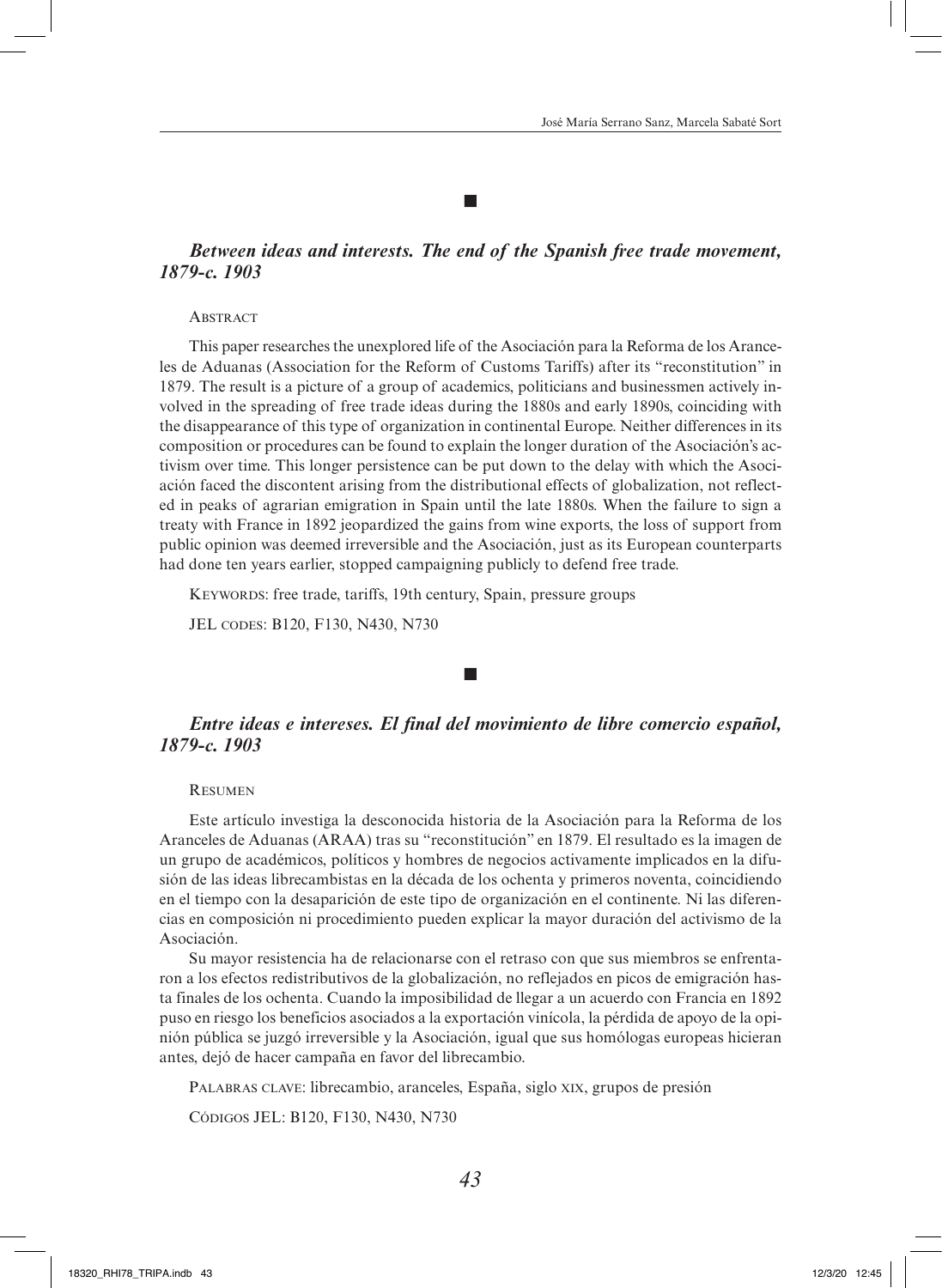## *Between ideas and interests. The end of the Spanish free trade movement, 1879-c. 1903*

Abstract

This paper researches the unexplored life of the Asociación para la Reforma de los Aranceles de Aduanas (Association for the Reform of Customs Tariffs) after its "reconstitution" in 1879. The result is a picture of a group of academics, politicians and businessmen actively involved in the spreading of free trade ideas during the 1880s and early 1890s, coinciding with the disappearance of this type of organization in continental Europe. Neither differences in its composition or procedures can be found to explain the longer duration of the Asociación's activism over time. This longer persistence can be put down to the delay with which the Asociación faced the discontent arising from the distributional effects of globalization, not reflected in peaks of agrarian emigration in Spain until the late 1880s. When the failure to sign a treaty with France in 1892 jeopardized the gains from wine exports, the loss of support from public opinion was deemed irreversible and the Asociación, just as its European counterparts had done ten years earlier, stopped campaigning publicly to defend free trade.

Keywords: free trade, tariffs, 19th century, Spain, pressure groups

JEL codes: B120, F130, N430, N730

## *Entre ideas e intereses. El final del movimiento de libre comercio español, 1879-c. 1903*

Resumen

Este artículo investiga la desconocida historia de la Asociación para la Reforma de los Aranceles de Aduanas (ARAA) tras su "reconstitución" en 1879. El resultado es la imagen de un grupo de académicos, políticos y hombres de negocios activamente implicados en la difusión de las ideas librecambistas en la década de los ochenta y primeros noventa, coincidiendo en el tiempo con la desaparición de este tipo de organización en el continente. Ni las diferencias en composición ni procedimiento pueden explicar la mayor duración del activismo de la Asociación.

Su mayor resistencia ha de relacionarse con el retraso con que sus miembros se enfrentaron a los efectos redistributivos de la globalización, no reflejados en picos de emigración hasta finales de los ochenta. Cuando la imposibilidad de llegar a un acuerdo con Francia en 1892 puso en riesgo los beneficios asociados a la exportación vinícola, la pérdida de apoyo de la opinión pública se juzgó irreversible y la Asociación, igual que sus homólogas europeas hicieran antes, dejó de hacer campaña en favor del librecambio.

Palabras clave: librecambio, aranceles, España, siglo xix, grupos de presión

Códigos JEL: B120, F130, N430, N730